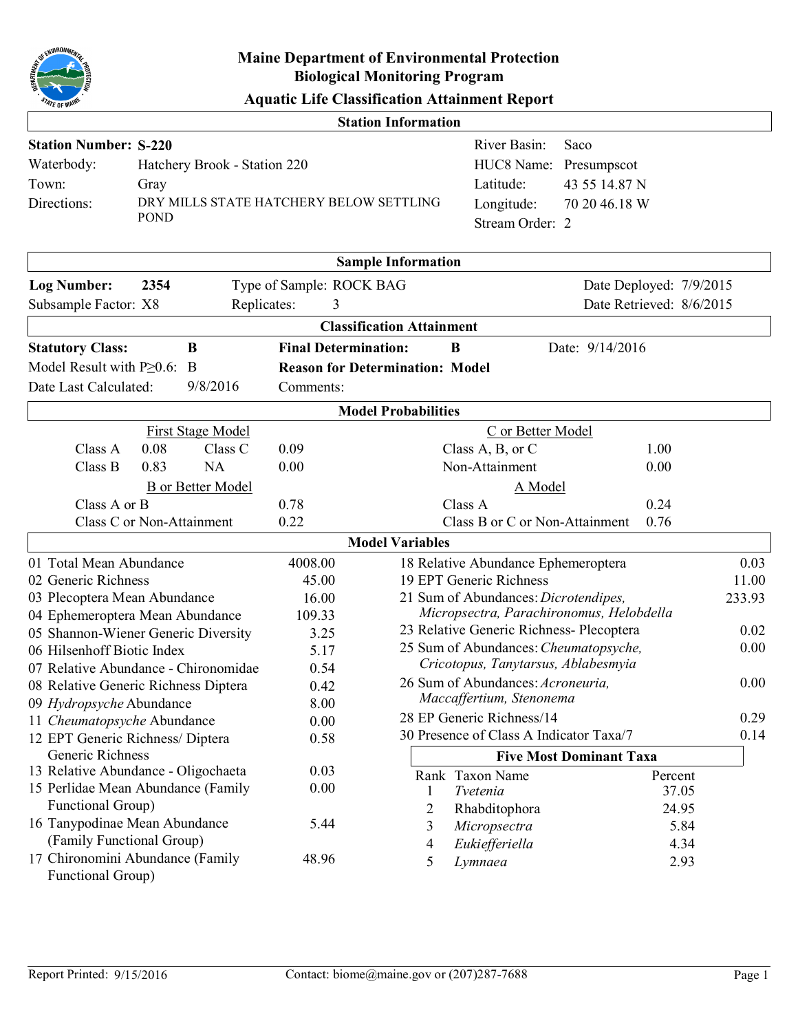# Maine Department of Environmental Protection
## Biological Monitoring Program
### Aquatic Life Classification Attainment Report

## Station Information

| | | | |
|---|---|---|---|
| **Station Number:** | **S-220** | River Basin: | Saco |
| Waterbody: | Hatchery Brook - Station 220 | HUC8 Name: | Presumpscot |
| Town: | Gray | Latitude: | 43 55 14.87 N |
| Directions: | DRY MILLS STATE HATCHERY BELOW SETTLING POND | Longitude: | 70 20 46.18 W |
| | | Stream Order: | 2 |

## Sample Information

| | | | |
|---|---|---|---|
| **Log Number:** **2354** | Type of Sample: ROCK BAG | | Date Deployed: 7/9/2015 |
| Subsample Factor: X8 | Replicates: 3 | | Date Retrieved: 8/6/2015 |

## Classification Attainment

| | | | |
|---|---|---|---|
| **Statutory Class:** **B** | **Final Determination:** **B** | | Date: 9/14/2016 |
| Model Result with P≥0.6: B | **Reason for Determination: Model** | | |
| Date Last Calculated: 9/8/2016 | Comments: | | |

## Model Probabilities

**First Stage Model**

| | | | |
|---|---|---|---|
| Class A | 0.08 | Class C | 0.09 |
| Class B | 0.83 | NA | 0.00 |

**B or Better Model**

| | |
|---|---|
| Class A or B | 0.78 |
| Class C or Non-Attainment | 0.22 |

**C or Better Model**

| | |
|---|---|
| Class A, B, or C | 1.00 |
| Non-Attainment | 0.00 |

**A Model**

| | |
|---|---|
| Class A | 0.24 |
| Class B or C or Non-Attainment | 0.76 |

## Model Variables

| Variable | Value |
|---|---|
| 01 Total Mean Abundance | 4008.00 |
| 02 Generic Richness | 45.00 |
| 03 Plecoptera Mean Abundance | 16.00 |
| 04 Ephemeroptera Mean Abundance | 109.33 |
| 05 Shannon-Wiener Generic Diversity | 3.25 |
| 06 Hilsenhoff Biotic Index | 5.17 |
| 07 Relative Abundance - Chironomidae | 0.54 |
| 08 Relative Generic Richness Diptera | 0.42 |
| 09 *Hydropsyche* Abundance | 8.00 |
| 11 *Cheumatopsyche* Abundance | 0.00 |
| 12 EPT Generic Richness/ Diptera Generic Richness | 0.58 |
| 13 Relative Abundance - Oligochaeta | 0.03 |
| 15 Perlidae Mean Abundance (Family Functional Group) | 0.00 |
| 16 Tanypodinae Mean Abundance (Family Functional Group) | 5.44 |
| 17 Chironomini Abundance (Family Functional Group) | 48.96 |
| 18 Relative Abundance Ephemeroptera | 0.03 |
| 19 EPT Generic Richness | 11.00 |
| 21 Sum of Abundances: *Dicrotendipes, Micropsectra, Parachironomus, Helobdella* | 233.93 |
| 23 Relative Generic Richness- Plecoptera | 0.02 |
| 25 Sum of Abundances: *Cheumatopsyche, Cricotopus, Tanytarsus, Ablabesmyia* | 0.00 |
| 26 Sum of Abundances: *Acroneuria, Maccaffertium, Stenonema* | 0.00 |
| 28 EP Generic Richness/14 | 0.29 |
| 30 Presence of Class A Indicator Taxa/7 | 0.14 |

### Five Most Dominant Taxa

| Rank | Taxon Name | Percent |
|---|---|---|
| 1 | *Tvetenia* | 37.05 |
| 2 | Rhabditophora | 24.95 |
| 3 | *Micropsectra* | 5.84 |
| 4 | *Eukiefferiella* | 4.34 |
| 5 | *Lymnaea* | 2.93 |

Report Printed: 9/15/2016 Contact: biome@maine.gov or (207)287-7688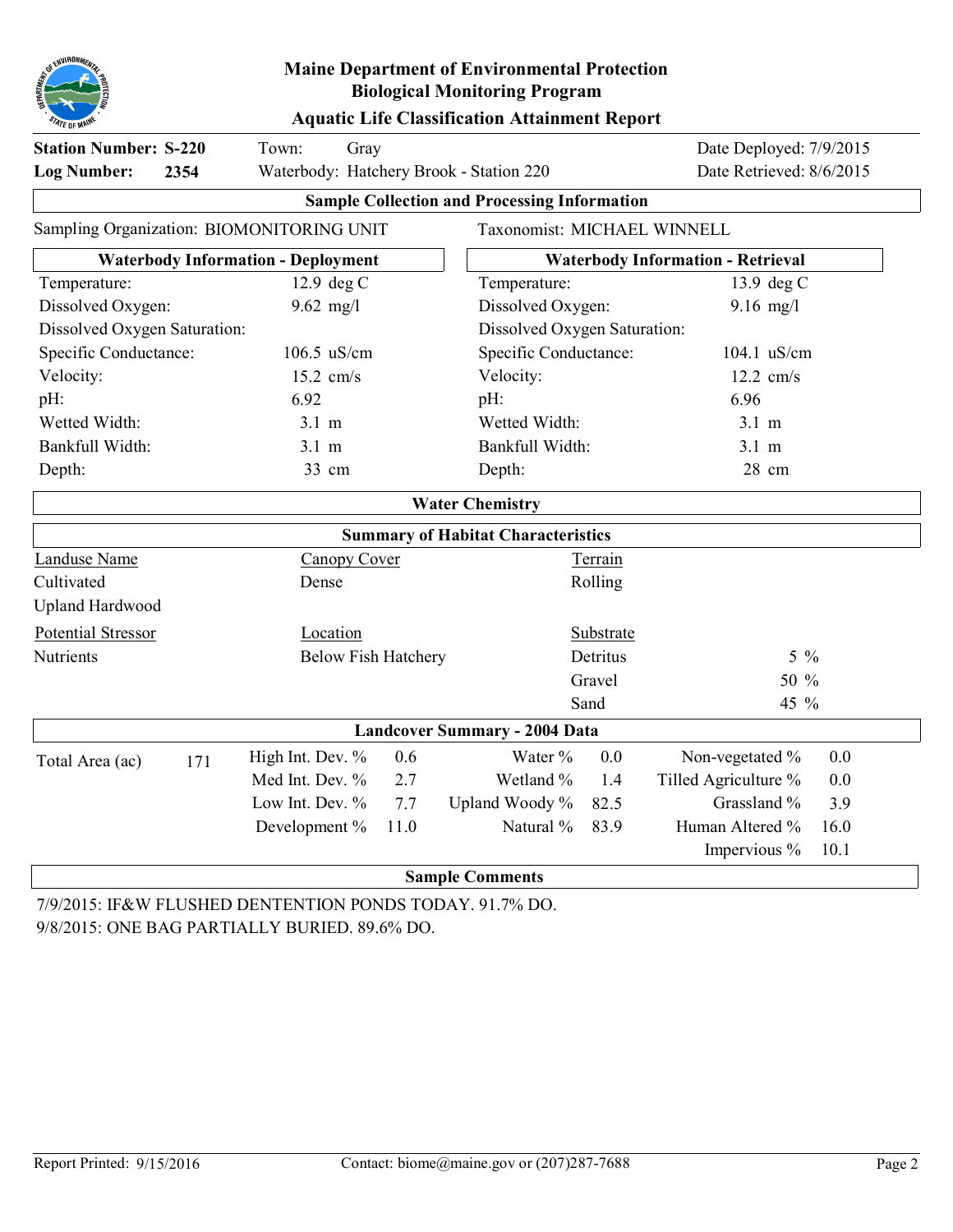# Maine Department of Environmental Protection
## Biological Monitoring Program
### Aquatic Life Classification Attainment Report

**Station Number: S-220** Town: Gray Date Deployed: 7/9/2015

**Log Number: 2354** Waterbody: Hatchery Brook - Station 220 Date Retrieved: 8/6/2015

### Sample Collection and Processing Information

Sampling Organization: BIOMONITORING UNIT Taxonomist: MICHAEL WINNELL

| Waterbody Information - Deployment | | Waterbody Information - Retrieval | |
|---|---|---|---|
| Temperature: | 12.9 deg C | Temperature: | 13.9 deg C |
| Dissolved Oxygen: | 9.62 mg/l | Dissolved Oxygen: | 9.16 mg/l |
| Dissolved Oxygen Saturation: | | Dissolved Oxygen Saturation: | |
| Specific Conductance: | 106.5 uS/cm | Specific Conductance: | 104.1 uS/cm |
| Velocity: | 15.2 cm/s | Velocity: | 12.2 cm/s |
| pH: | 6.92 | pH: | 6.96 |
| Wetted Width: | 3.1 m | Wetted Width: | 3.1 m |
| Bankfull Width: | 3.1 m | Bankfull Width: | 3.1 m |
| Depth: | 33 cm | Depth: | 28 cm |

### Water Chemistry

### Summary of Habitat Characteristics

| Landuse Name | Canopy Cover | Terrain |
|---|---|---|
| Cultivated | Dense | Rolling |
| Upland Hardwood | | |

| Potential Stressor | Location | Substrate | |
|---|---|---|---|
| Nutrients | Below Fish Hatchery | Detritus | 5 % |
| | | Gravel | 50 % |
| | | Sand | 45 % |

### Landcover Summary - 2004 Data

| Total Area (ac) | 171 | High Int. Dev. % | 0.6 | Water % | 0.0 | Non-vegetated % | 0.0 |
|---|---|---|---|---|---|---|---|
| | | Med Int. Dev. % | 2.7 | Wetland % | 1.4 | Tilled Agriculture % | 0.0 |
| | | Low Int. Dev. % | 7.7 | Upland Woody % | 82.5 | Grassland % | 3.9 |
| | | Development % | 11.0 | Natural % | 83.9 | Human Altered % | 16.0 |
| | | | | | | Impervious % | 10.1 |

### Sample Comments

7/9/2015: IF&W FLUSHED DENTENTION PONDS TODAY. 91.7% DO.

9/8/2015: ONE BAG PARTIALLY BURIED. 89.6% DO.

Report Printed: 9/15/2016 Contact: biome@maine.gov or (207)287-7688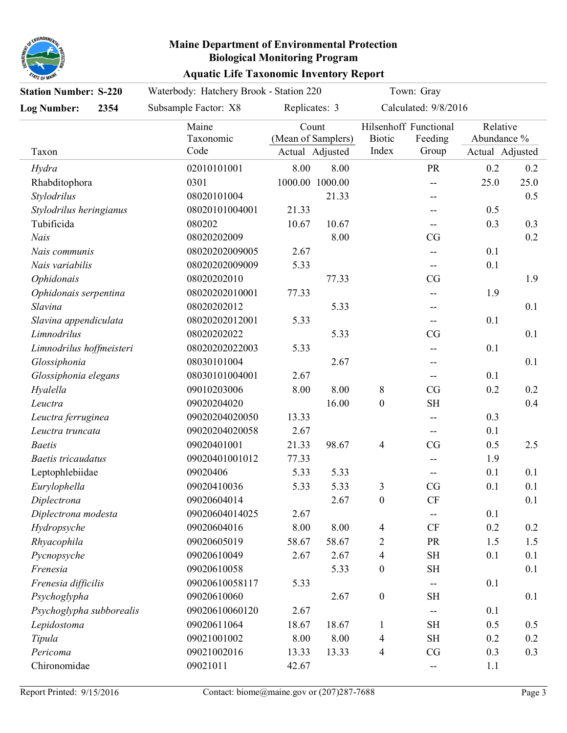**Maine Department of Environmental Protection**
**Biological Monitoring Program**
**Aquatic Life Taxonomic Inventory Report**

**Station Number: S-220** Waterbody: Hatchery Brook - Station 220 Town: Gray

**Log Number: 2354** Subsample Factor: X8 Replicates: 3 Calculated: 9/8/2016

| Taxon | Maine Taxonomic Code | Count (Mean of Samplers) | | Hilsenhoff Biotic Index | Functional Feeding Group | Relative Abundance % | |
|---|---|---|---|---|---|---|---|
| | | Actual | Adjusted | | | Actual | Adjusted |
| *Hydra* | 02010101001 | 8.00 | 8.00 | | PR | 0.2 | 0.2 |
| Rhabditophora | 0301 | 1000.00 | 1000.00 | | -- | 25.0 | 25.0 |
| *Stylodrilus* | 08020101004 | | 21.33 | | -- | | 0.5 |
| *Stylodrilus heringianus* | 08020101004001 | 21.33 | | | -- | 0.5 | |
| Tubificida | 080202 | 10.67 | 10.67 | | -- | 0.3 | 0.3 |
| *Nais* | 08020202009 | | 8.00 | | CG | | 0.2 |
| *Nais communis* | 08020202009005 | 2.67 | | | -- | 0.1 | |
| *Nais variabilis* | 08020202009009 | 5.33 | | | -- | 0.1 | |
| *Ophidonais* | 08020202010 | | 77.33 | | CG | | 1.9 |
| *Ophidonais serpentina* | 08020202010001 | 77.33 | | | -- | 1.9 | |
| *Slavina* | 08020202012 | | 5.33 | | -- | | 0.1 |
| *Slavina appendiculata* | 08020202012001 | 5.33 | | | -- | 0.1 | |
| *Limnodrilus* | 08020202022 | | 5.33 | | CG | | 0.1 |
| *Limnodrilus hoffmeisteri* | 08020202022003 | 5.33 | | | -- | 0.1 | |
| *Glossiphonia* | 08030101004 | | 2.67 | | -- | | 0.1 |
| *Glossiphonia elegans* | 08030101004001 | 2.67 | | | -- | 0.1 | |
| *Hyalella* | 09010203006 | 8.00 | 8.00 | 8 | CG | 0.2 | 0.2 |
| *Leuctra* | 09020204020 | | 16.00 | 0 | SH | | 0.4 |
| *Leuctra ferruginea* | 09020204020050 | 13.33 | | | -- | 0.3 | |
| *Leuctra truncata* | 09020204020058 | 2.67 | | | -- | 0.1 | |
| *Baetis* | 09020401001 | 21.33 | 98.67 | 4 | CG | 0.5 | 2.5 |
| *Baetis tricaudatus* | 09020401001012 | 77.33 | | | -- | 1.9 | |
| Leptophlebiidae | 09020406 | 5.33 | 5.33 | | -- | 0.1 | 0.1 |
| *Eurylophella* | 09020410036 | 5.33 | 5.33 | 3 | CG | 0.1 | 0.1 |
| *Diplectrona* | 09020604014 | | 2.67 | 0 | CF | | 0.1 |
| *Diplectrona modesta* | 09020604014025 | 2.67 | | | -- | 0.1 | |
| *Hydropsyche* | 09020604016 | 8.00 | 8.00 | 4 | CF | 0.2 | 0.2 |
| *Rhyacophila* | 09020605019 | 58.67 | 58.67 | 2 | PR | 1.5 | 1.5 |
| *Pycnopsyche* | 09020610049 | 2.67 | 2.67 | 4 | SH | 0.1 | 0.1 |
| *Frenesia* | 09020610058 | | 5.33 | 0 | SH | | 0.1 |
| *Frenesia difficilis* | 09020610058117 | 5.33 | | | -- | 0.1 | |
| *Psychoglypha* | 09020610060 | | 2.67 | 0 | SH | | 0.1 |
| *Psychoglypha subborealis* | 09020610060120 | 2.67 | | | -- | 0.1 | |
| *Lepidostoma* | 09020611064 | 18.67 | 18.67 | 1 | SH | 0.5 | 0.5 |
| *Tipula* | 09021001002 | 8.00 | 8.00 | 4 | SH | 0.2 | 0.2 |
| *Pericoma* | 09021002016 | 13.33 | 13.33 | 4 | CG | 0.3 | 0.3 |
| Chironomidae | 09021011 | 42.67 | | | -- | 1.1 | |

Report Printed: 9/15/2016 Contact: biome@maine.gov or (207)287-7688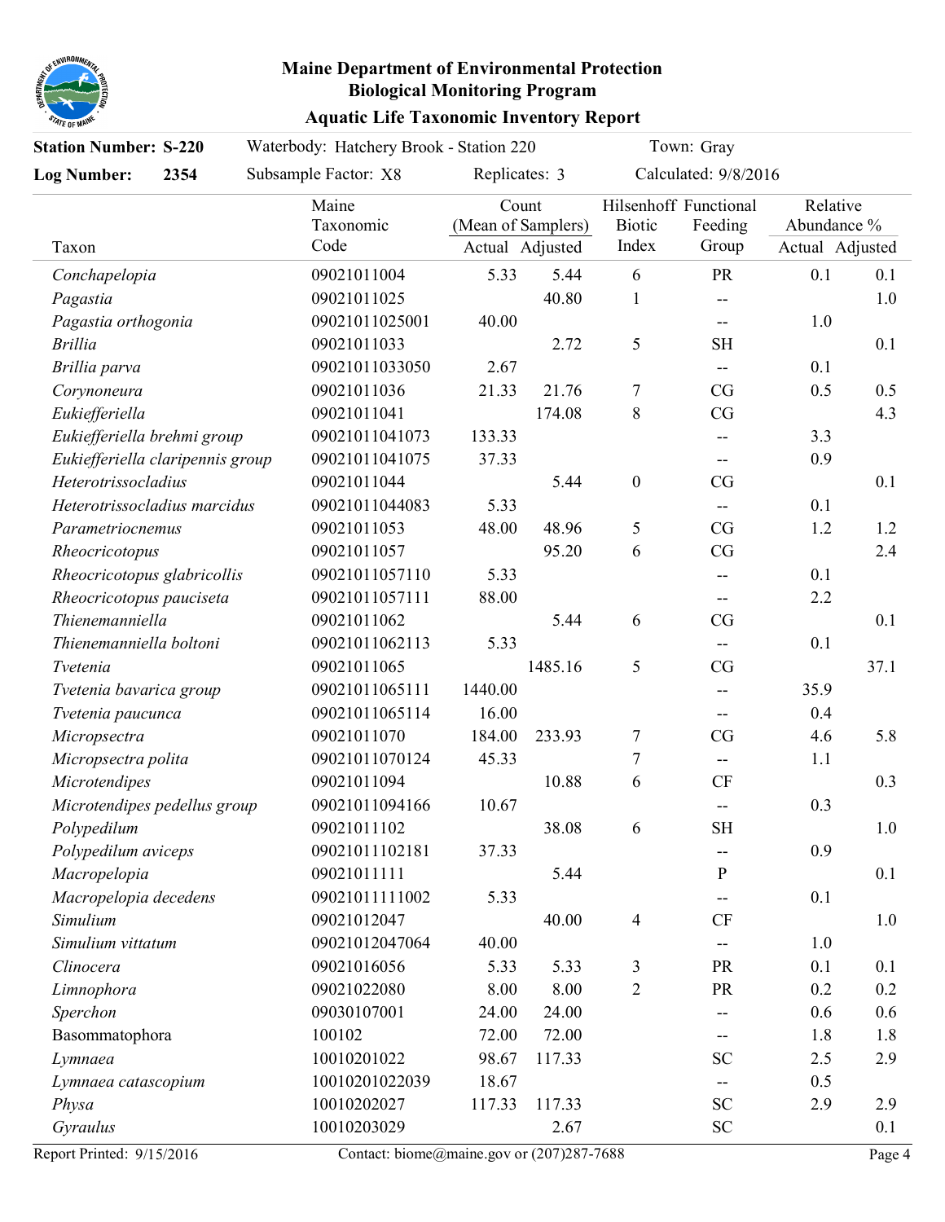# Maine Department of Environmental Protection
## Biological Monitoring Program
### Aquatic Life Taxonomic Inventory Report

**Station Number: S-220** Waterbody: Hatchery Brook - Station 220 Town: Gray

**Log Number: 2354** Subsample Factor: X8 Replicates: 3 Calculated: 9/8/2016

| Taxon | Maine Taxonomic Code | Count (Mean of Samplers) Actual | Adjusted | Hilsenhoff Biotic Index | Functional Feeding Group | Relative Abundance % Actual | Adjusted |
|---|---|---|---|---|---|---|---|
| *Conchapelopia* | 09021011004 | 5.33 | 5.44 | 6 | PR | 0.1 | 0.1 |
| *Pagastia* | 09021011025 | | 40.80 | 1 | -- | | 1.0 |
| *Pagastia orthogonia* | 09021011025001 | 40.00 | | | -- | 1.0 | |
| *Brillia* | 09021011033 | | 2.72 | 5 | SH | | 0.1 |
| *Brillia parva* | 09021011033050 | 2.67 | | | -- | 0.1 | |
| *Corynoneura* | 09021011036 | 21.33 | 21.76 | 7 | CG | 0.5 | 0.5 |
| *Eukiefferiella* | 09021011041 | | 174.08 | 8 | CG | | 4.3 |
| *Eukiefferiella brehmi group* | 09021011041073 | 133.33 | | | -- | 3.3 | |
| *Eukiefferiella claripennis group* | 09021011041075 | 37.33 | | | -- | 0.9 | |
| *Heterotrissocladius* | 09021011044 | | 5.44 | 0 | CG | | 0.1 |
| *Heterotrissocladius marcidus* | 09021011044083 | 5.33 | | | -- | 0.1 | |
| *Parametriocnemus* | 09021011053 | 48.00 | 48.96 | 5 | CG | 1.2 | 1.2 |
| *Rheocricotopus* | 09021011057 | | 95.20 | 6 | CG | | 2.4 |
| *Rheocricotopus glabricollis* | 09021011057110 | 5.33 | | | -- | 0.1 | |
| *Rheocricotopus pauciseta* | 09021011057111 | 88.00 | | | -- | 2.2 | |
| *Thienemanniella* | 09021011062 | | 5.44 | 6 | CG | | 0.1 |
| *Thienemanniella boltoni* | 09021011062113 | 5.33 | | | -- | 0.1 | |
| *Tvetenia* | 09021011065 | | 1485.16 | 5 | CG | | 37.1 |
| *Tvetenia bavarica group* | 09021011065111 | 1440.00 | | | -- | 35.9 | |
| *Tvetenia paucunca* | 09021011065114 | 16.00 | | | -- | 0.4 | |
| *Micropsectra* | 09021011070 | 184.00 | 233.93 | 7 | CG | 4.6 | 5.8 |
| *Micropsectra polita* | 09021011070124 | 45.33 | | 7 | -- | 1.1 | |
| *Microtendipes* | 09021011094 | | 10.88 | 6 | CF | | 0.3 |
| *Microtendipes pedellus group* | 09021011094166 | 10.67 | | | -- | 0.3 | |
| *Polypedilum* | 09021011102 | | 38.08 | 6 | SH | | 1.0 |
| *Polypedilum aviceps* | 09021011102181 | 37.33 | | | -- | 0.9 | |
| *Macropelopia* | 09021011111 | | 5.44 | | P | | 0.1 |
| *Macropelopia decedens* | 09021011111002 | 5.33 | | | -- | 0.1 | |
| *Simulium* | 09021012047 | | 40.00 | 4 | CF | | 1.0 |
| *Simulium vittatum* | 09021012047064 | 40.00 | | | -- | 1.0 | |
| *Clinocera* | 09021016056 | 5.33 | 5.33 | 3 | PR | 0.1 | 0.1 |
| *Limnophora* | 09021022080 | 8.00 | 8.00 | 2 | PR | 0.2 | 0.2 |
| *Sperchon* | 09030107001 | 24.00 | 24.00 | | -- | 0.6 | 0.6 |
| Basommatophora | 100102 | 72.00 | 72.00 | | -- | 1.8 | 1.8 |
| *Lymnaea* | 10010201022 | 98.67 | 117.33 | | SC | 2.5 | 2.9 |
| *Lymnaea catascopium* | 10010201022039 | 18.67 | | | -- | 0.5 | |
| *Physa* | 10010202027 | 117.33 | 117.33 | | SC | 2.9 | 2.9 |
| *Gyraulus* | 10010203029 | | 2.67 | | SC | | 0.1 |

Report Printed: 9/15/2016 Contact: biome@maine.gov or (207)287-7688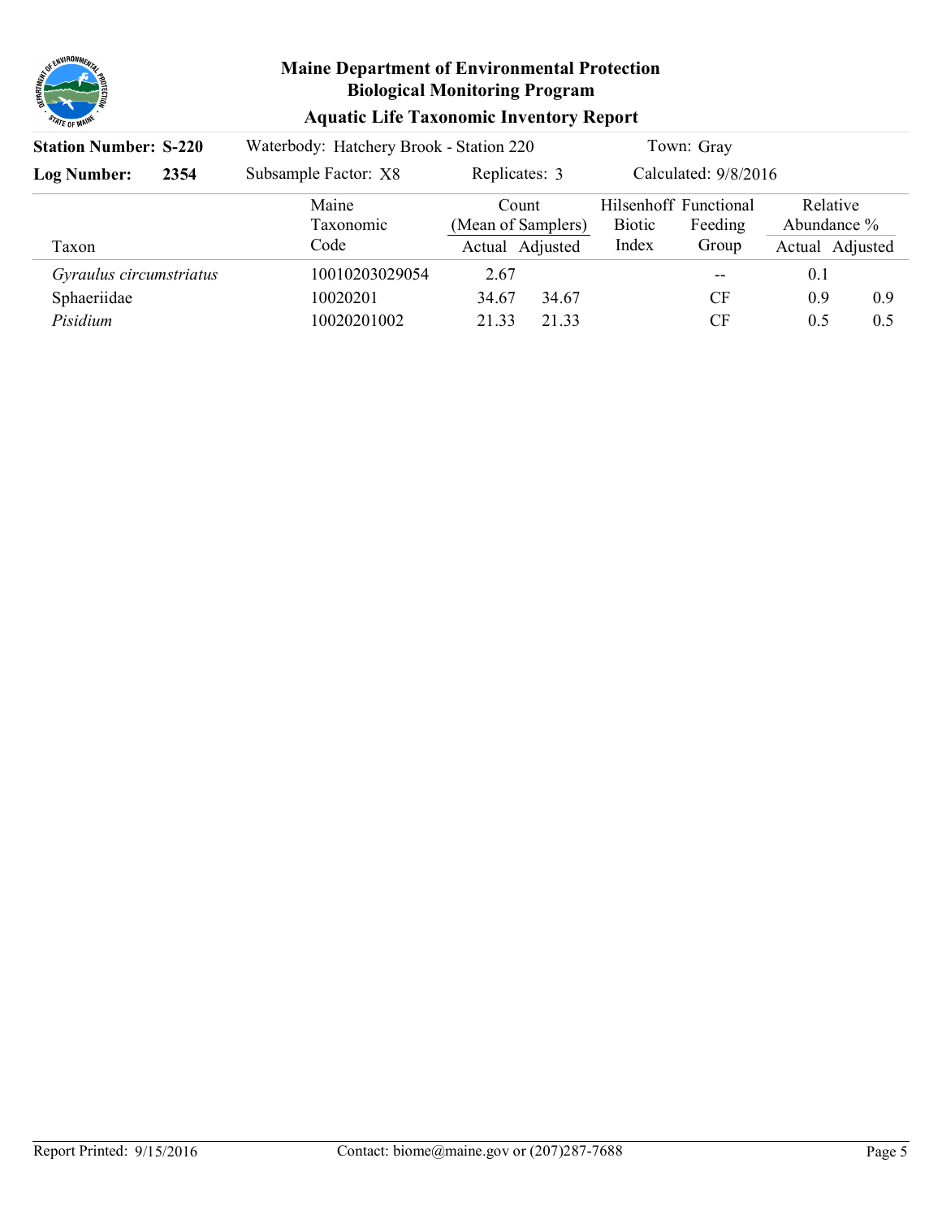**Maine Department of Environmental Protection**
**Biological Monitoring Program**
**Aquatic Life Taxonomic Inventory Report**

**Station Number: S-220** | Waterbody: Hatchery Brook - Station 220 | Town: Gray

**Log Number: 2354** | Subsample Factor: X8 | Replicates: 3 | Calculated: 9/8/2016

| Taxon | Maine Taxonomic Code | Count (Mean of Samplers) Actual | Count (Mean of Samplers) Adjusted | Hilsenhoff Biotic Index | Functional Feeding Group | Relative Abundance % Actual | Relative Abundance % Adjusted |
|---|---|---|---|---|---|---|---|
| *Gyraulus circumstriatus* | 10010203029054 | 2.67 | | | -- | 0.1 | |
| Sphaeriidae | 10020201 | 34.67 | 34.67 | | CF | 0.9 | 0.9 |
| *Pisidium* | 10020201002 | 21.33 | 21.33 | | CF | 0.5 | 0.5 |

Report Printed: 9/15/2016 Contact: biome@maine.gov or (207)287-7688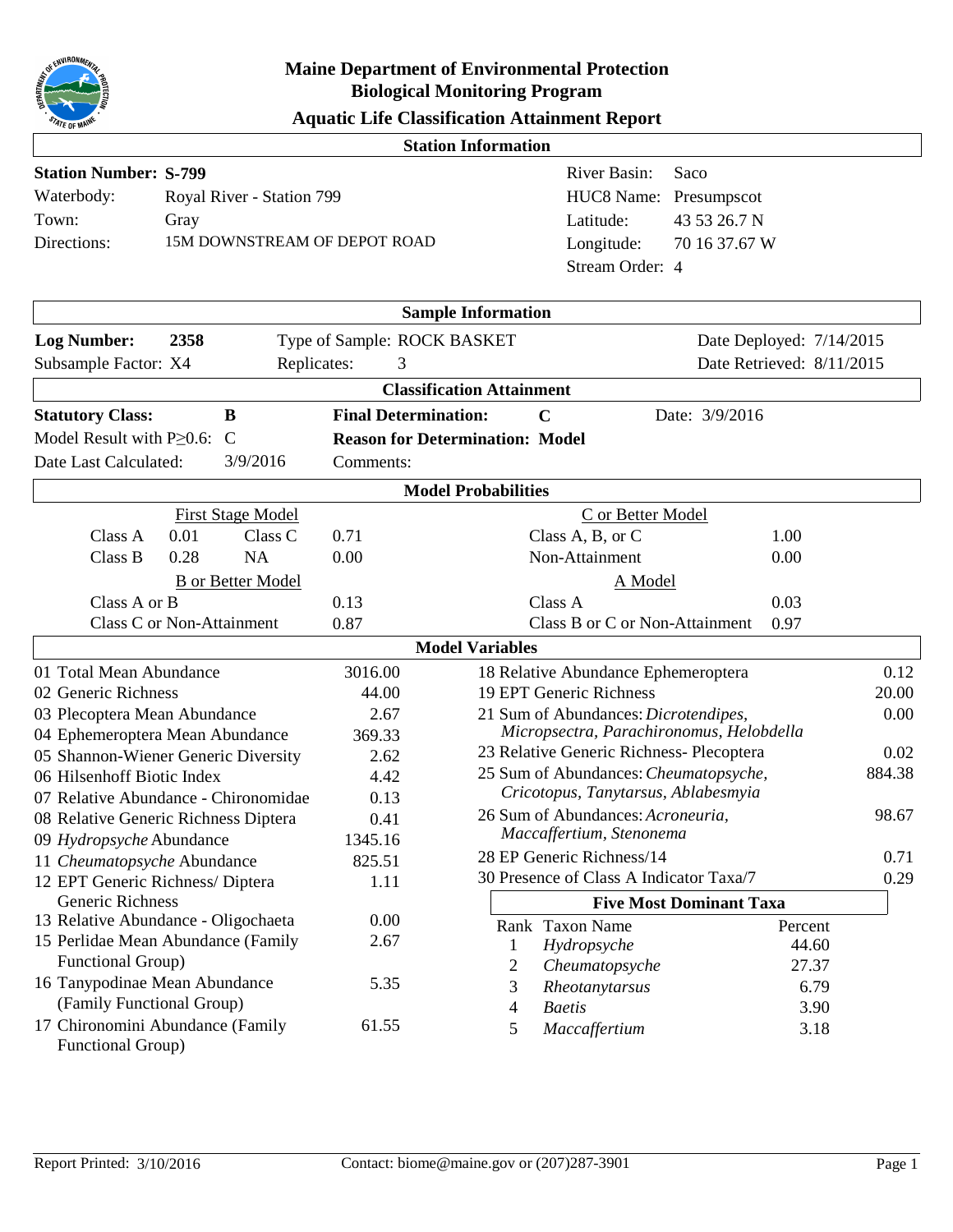# Maine Department of Environmental Protection
## Biological Monitoring Program
### Aquatic Life Classification Attainment Report

**Station Information**

| | | | |
|---|---|---|---|
| **Station Number: S-799** | | River Basin: | Saco |
| Waterbody: | Royal River - Station 799 | HUC8 Name: | Presumpscot |
| Town: | Gray | Latitude: | 43 53 26.7 N |
| Directions: | 15M DOWNSTREAM OF DEPOT ROAD | Longitude: | 70 16 37.67 W |
| | | Stream Order: | 4 |

**Sample Information**

| | | |
|---|---|---|
| **Log Number:** 2358 | Type of Sample: ROCK BASKET | Date Deployed: 7/14/2015 |
| Subsample Factor: X4 | Replicates: 3 | Date Retrieved: 8/11/2015 |

**Classification Attainment**

| | | |
|---|---|---|
| **Statutory Class:** B | **Final Determination:** C | Date: 3/9/2016 |
| Model Result with P≥0.6: C | **Reason for Determination: Model** | |
| Date Last Calculated: 3/9/2016 | Comments: | |

**Model Probabilities**

First Stage Model

| | | | |
|---|---|---|---|
| Class A | 0.01 | Class C | 0.71 |
| Class B | 0.28 | NA | 0.00 |

C or Better Model

| | |
|---|---|
| Class A, B, or C | 1.00 |
| Non-Attainment | 0.00 |

B or Better Model

| | |
|---|---|
| Class A or B | 0.13 |
| Class C or Non-Attainment | 0.87 |

A Model

| | |
|---|---|
| Class A | 0.03 |
| Class B or C or Non-Attainment | 0.97 |

**Model Variables**

| Variable | Value |
|---|---|
| 01 Total Mean Abundance | 3016.00 |
| 02 Generic Richness | 44.00 |
| 03 Plecoptera Mean Abundance | 2.67 |
| 04 Ephemeroptera Mean Abundance | 369.33 |
| 05 Shannon-Wiener Generic Diversity | 2.62 |
| 06 Hilsenhoff Biotic Index | 4.42 |
| 07 Relative Abundance - Chironomidae | 0.13 |
| 08 Relative Generic Richness Diptera | 0.41 |
| 09 *Hydropsyche* Abundance | 1345.16 |
| 11 *Cheumatopsyche* Abundance | 825.51 |
| 12 EPT Generic Richness/ Diptera Generic Richness | 1.11 |
| 13 Relative Abundance - Oligochaeta | 0.00 |
| 15 Perlidae Mean Abundance (Family Functional Group) | 2.67 |
| 16 Tanypodinae Mean Abundance (Family Functional Group) | 5.35 |
| 17 Chironomini Abundance (Family Functional Group) | 61.55 |
| 18 Relative Abundance Ephemeroptera | 0.12 |
| 19 EPT Generic Richness | 20.00 |
| 21 Sum of Abundances: *Dicrotendipes, Micropsectra, Parachironomus, Helobdella* | 0.00 |
| 23 Relative Generic Richness- Plecoptera | 0.02 |
| 25 Sum of Abundances: *Cheumatopsyche, Cricotopus, Tanytarsus, Ablabesmyia* | 884.38 |
| 26 Sum of Abundances: *Acroneuria, Maccaffertium, Stenonema* | 98.67 |
| 28 EP Generic Richness/14 | 0.71 |
| 30 Presence of Class A Indicator Taxa/7 | 0.29 |

**Five Most Dominant Taxa**

| Rank | Taxon Name | Percent |
|---|---|---|
| 1 | *Hydropsyche* | 44.60 |
| 2 | *Cheumatopsyche* | 27.37 |
| 3 | *Rheotanytarsus* | 6.79 |
| 4 | *Baetis* | 3.90 |
| 5 | *Maccaffertium* | 3.18 |

Report Printed: 3/10/2016 Contact: biome@maine.gov or (207)287-3901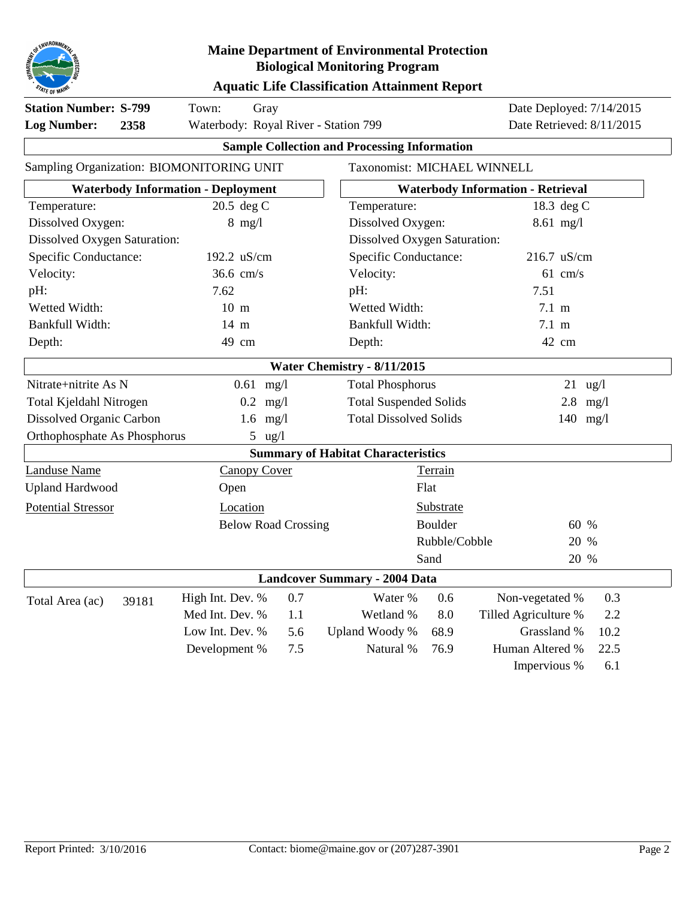# Maine Department of Environmental Protection
## Biological Monitoring Program
### Aquatic Life Classification Attainment Report

**Station Number: S-799** Town: Gray Date Deployed: 7/14/2015
**Log Number: 2358** Waterbody: Royal River - Station 799 Date Retrieved: 8/11/2015

### Sample Collection and Processing Information

Sampling Organization: BIOMONITORING UNIT Taxonomist: MICHAEL WINNELL

| Waterbody Information - Deployment | | Waterbody Information - Retrieval | |
|---|---|---|---|
| Temperature: | 20.5 deg C | Temperature: | 18.3 deg C |
| Dissolved Oxygen: | 8 mg/l | Dissolved Oxygen: | 8.61 mg/l |
| Dissolved Oxygen Saturation: | | Dissolved Oxygen Saturation: | |
| Specific Conductance: | 192.2 uS/cm | Specific Conductance: | 216.7 uS/cm |
| Velocity: | 36.6 cm/s | Velocity: | 61 cm/s |
| pH: | 7.62 | pH: | 7.51 |
| Wetted Width: | 10 m | Wetted Width: | 7.1 m |
| Bankfull Width: | 14 m | Bankfull Width: | 7.1 m |
| Depth: | 49 cm | Depth: | 42 cm |

### Water Chemistry - 8/11/2015

| | | | |
|---|---|---|---|
| Nitrate+nitrite As N | 0.61 mg/l | Total Phosphorus | 21 ug/l |
| Total Kjeldahl Nitrogen | 0.2 mg/l | Total Suspended Solids | 2.8 mg/l |
| Dissolved Organic Carbon | 1.6 mg/l | Total Dissolved Solids | 140 mg/l |
| Orthophosphate As Phosphorus | 5 ug/l | | |

### Summary of Habitat Characteristics

| Landuse Name | Canopy Cover | Terrain | |
|---|---|---|---|
| Upland Hardwood | Open | Flat | |
| **Potential Stressor** | **Location** | **Substrate** | |
| | Below Road Crossing | Boulder | 60 % |
| | | Rubble/Cobble | 20 % |
| | | Sand | 20 % |

### Landcover Summary - 2004 Data

| | | | | | | | |
|---|---|---|---|---|---|---|---|
| Total Area (ac) 39181 | High Int. Dev. % | 0.7 | Water % | 0.6 | Non-vegetated % | 0.3 |
| | Med Int. Dev. % | 1.1 | Wetland % | 8.0 | Tilled Agriculture % | 2.2 |
| | Low Int. Dev. % | 5.6 | Upland Woody % | 68.9 | Grassland % | 10.2 |
| | Development % | 7.5 | Natural % | 76.9 | Human Altered % | 22.5 |
| | | | | | Impervious % | 6.1 |

Report Printed: 3/10/2016 Contact: biome@maine.gov or (207)287-3901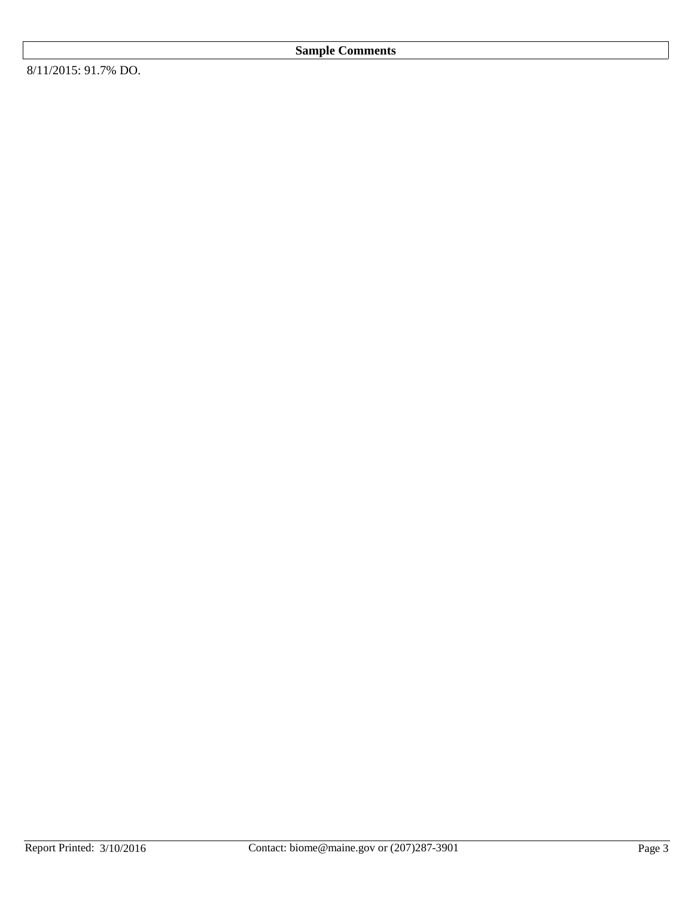**Sample Comments**

8/11/2015: 91.7% DO.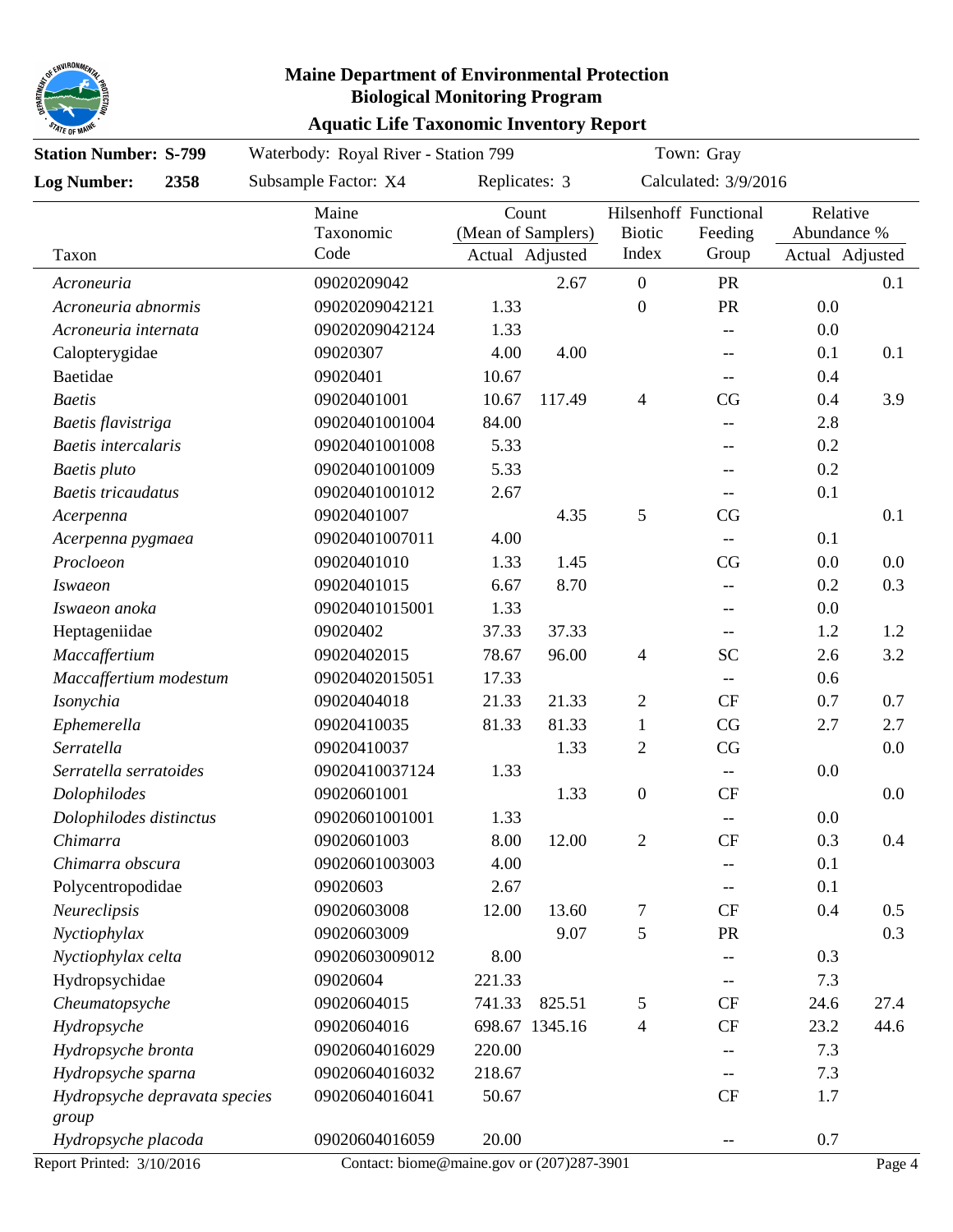# Maine Department of Environmental Protection
## Biological Monitoring Program
### Aquatic Life Taxonomic Inventory Report

**Station Number: S-799** | Waterbody: Royal River - Station 799 | Town: Gray

**Log Number: 2358** | Subsample Factor: X4 | Replicates: 3 | Calculated: 3/9/2016

| Taxon | Maine Taxonomic Code | Count (Mean of Samplers) Actual | Count (Mean of Samplers) Adjusted | Hilsenhoff Biotic Index | Functional Feeding Group | Relative Abundance % Actual | Relative Abundance % Adjusted |
|---|---|---|---|---|---|---|---|
| *Acroneuria* | 09020209042 | | 2.67 | 0 | PR | | 0.1 |
| *Acroneuria abnormis* | 09020209042121 | 1.33 | | 0 | PR | 0.0 | |
| *Acroneuria internata* | 09020209042124 | 1.33 | | | -- | 0.0 | |
| Calopterygidae | 09020307 | 4.00 | 4.00 | | -- | 0.1 | 0.1 |
| Baetidae | 09020401 | 10.67 | | | -- | 0.4 | |
| *Baetis* | 09020401001 | 10.67 | 117.49 | 4 | CG | 0.4 | 3.9 |
| *Baetis flavistriga* | 09020401001004 | 84.00 | | | -- | 2.8 | |
| *Baetis intercalaris* | 09020401001008 | 5.33 | | | -- | 0.2 | |
| *Baetis pluto* | 09020401001009 | 5.33 | | | -- | 0.2 | |
| *Baetis tricaudatus* | 09020401001012 | 2.67 | | | -- | 0.1 | |
| *Acerpenna* | 09020401007 | | 4.35 | 5 | CG | | 0.1 |
| *Acerpenna pygmaea* | 09020401007011 | 4.00 | | | -- | 0.1 | |
| *Procloeon* | 09020401010 | 1.33 | 1.45 | | CG | 0.0 | 0.0 |
| *Iswaeon* | 09020401015 | 6.67 | 8.70 | | -- | 0.2 | 0.3 |
| *Iswaeon anoka* | 09020401015001 | 1.33 | | | -- | 0.0 | |
| Heptageniidae | 09020402 | 37.33 | 37.33 | | -- | 1.2 | 1.2 |
| *Maccaffertium* | 09020402015 | 78.67 | 96.00 | 4 | SC | 2.6 | 3.2 |
| *Maccaffertium modestum* | 09020402015051 | 17.33 | | | -- | 0.6 | |
| *Isonychia* | 09020404018 | 21.33 | 21.33 | 2 | CF | 0.7 | 0.7 |
| *Ephemerella* | 09020410035 | 81.33 | 81.33 | 1 | CG | 2.7 | 2.7 |
| *Serratella* | 09020410037 | | 1.33 | 2 | CG | | 0.0 |
| *Serratella serratoides* | 09020410037124 | 1.33 | | | -- | 0.0 | |
| *Dolophilodes* | 09020601001 | | 1.33 | 0 | CF | | 0.0 |
| *Dolophilodes distinctus* | 09020601001001 | 1.33 | | | -- | 0.0 | |
| *Chimarra* | 09020601003 | 8.00 | 12.00 | 2 | CF | 0.3 | 0.4 |
| *Chimarra obscura* | 09020601003003 | 4.00 | | | -- | 0.1 | |
| Polycentropodidae | 09020603 | 2.67 | | | -- | 0.1 | |
| *Neureclipsis* | 09020603008 | 12.00 | 13.60 | 7 | CF | 0.4 | 0.5 |
| *Nyctiophylax* | 09020603009 | | 9.07 | 5 | PR | | 0.3 |
| *Nyctiophylax celta* | 09020603009012 | 8.00 | | | -- | 0.3 | |
| Hydropsychidae | 09020604 | 221.33 | | | -- | 7.3 | |
| *Cheumatopsyche* | 09020604015 | 741.33 | 825.51 | 5 | CF | 24.6 | 27.4 |
| *Hydropsyche* | 09020604016 | 698.67 | 1345.16 | 4 | CF | 23.2 | 44.6 |
| *Hydropsyche bronta* | 09020604016029 | 220.00 | | | -- | 7.3 | |
| *Hydropsyche sparna* | 09020604016032 | 218.67 | | | -- | 7.3 | |
| *Hydropsyche depravata species group* | 09020604016041 | 50.67 | | | CF | 1.7 | |
| *Hydropsyche placoda* | 09020604016059 | 20.00 | | | -- | 0.7 | |

Report Printed: 3/10/2016 | Contact: biome@maine.gov or (207)287-3901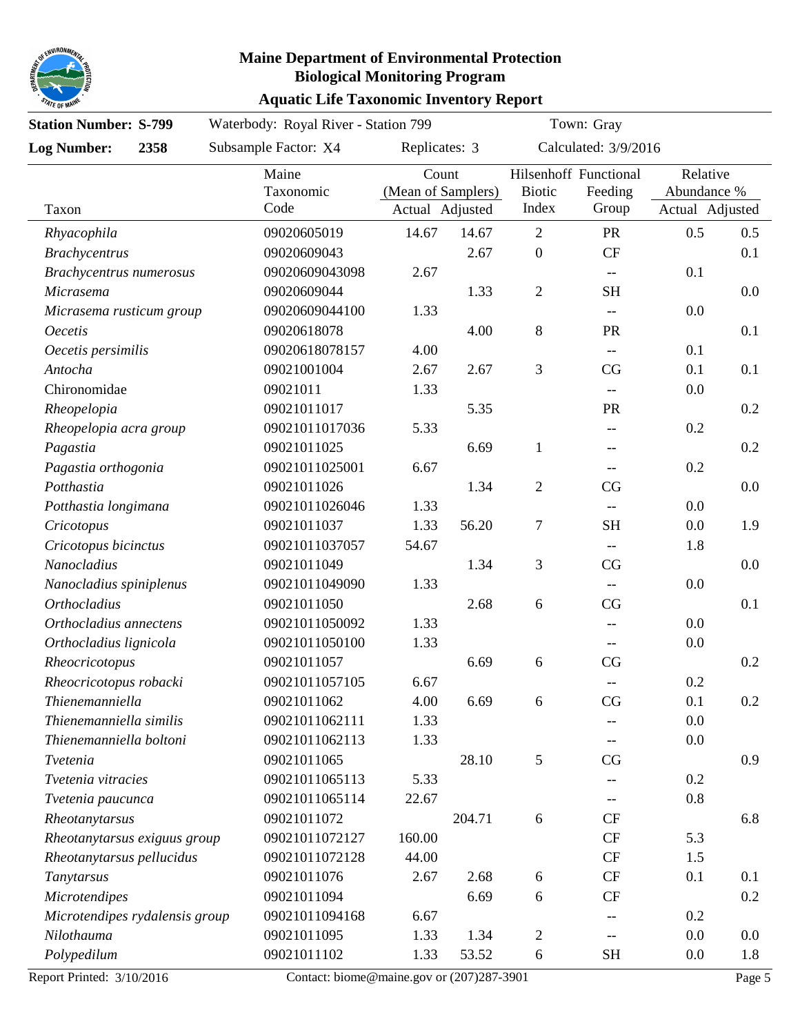# Maine Department of Environmental Protection
## Biological Monitoring Program
### Aquatic Life Taxonomic Inventory Report

**Station Number: S-799** Waterbody: Royal River - Station 799 Town: Gray

**Log Number: 2358** Subsample Factor: X4 Replicates: 3 Calculated: 3/9/2016

| Taxon | Maine Taxonomic Code | Count (Mean of Samplers) Actual | Count (Mean of Samplers) Adjusted | Hilsenhoff Biotic Index | Functional Feeding Group | Relative Abundance % Actual | Relative Abundance % Adjusted |
|---|---|---|---|---|---|---|---|
| *Rhyacophila* | 09020605019 | 14.67 | 14.67 | 2 | PR | 0.5 | 0.5 |
| *Brachycentrus* | 09020609043 | | 2.67 | 0 | CF | | 0.1 |
| *Brachycentrus numerosus* | 09020609043098 | 2.67 | | | -- | 0.1 | |
| *Micrasema* | 09020609044 | | 1.33 | 2 | SH | | 0.0 |
| *Micrasema rusticum group* | 09020609044100 | 1.33 | | | -- | 0.0 | |
| *Oecetis* | 09020618078 | | 4.00 | 8 | PR | | 0.1 |
| *Oecetis persimilis* | 09020618078157 | 4.00 | | | -- | 0.1 | |
| *Antocha* | 09021001004 | 2.67 | 2.67 | 3 | CG | 0.1 | 0.1 |
| Chironomidae | 09021011 | 1.33 | | | -- | 0.0 | |
| *Rheopelopia* | 09021011017 | | 5.35 | | PR | | 0.2 |
| *Rheopelopia acra group* | 09021011017036 | 5.33 | | | -- | 0.2 | |
| *Pagastia* | 09021011025 | | 6.69 | 1 | -- | | 0.2 |
| *Pagastia orthogonia* | 09021011025001 | 6.67 | | | -- | 0.2 | |
| *Potthastia* | 09021011026 | | 1.34 | 2 | CG | | 0.0 |
| *Potthastia longimana* | 09021011026046 | 1.33 | | | -- | 0.0 | |
| *Cricotopus* | 09021011037 | 1.33 | 56.20 | 7 | SH | 0.0 | 1.9 |
| *Cricotopus bicinctus* | 09021011037057 | 54.67 | | | -- | 1.8 | |
| *Nanocladius* | 09021011049 | | 1.34 | 3 | CG | | 0.0 |
| *Nanocladius spiniplenus* | 09021011049090 | 1.33 | | | -- | 0.0 | |
| *Orthocladius* | 09021011050 | | 2.68 | 6 | CG | | 0.1 |
| *Orthocladius annectens* | 09021011050092 | 1.33 | | | -- | 0.0 | |
| *Orthocladius lignicola* | 09021011050100 | 1.33 | | | -- | 0.0 | |
| *Rheocricotopus* | 09021011057 | | 6.69 | 6 | CG | | 0.2 |
| *Rheocricotopus robacki* | 09021011057105 | 6.67 | | | -- | 0.2 | |
| *Thienemanniella* | 09021011062 | 4.00 | 6.69 | 6 | CG | 0.1 | 0.2 |
| *Thienemanniella similis* | 09021011062111 | 1.33 | | | -- | 0.0 | |
| *Thienemanniella boltoni* | 09021011062113 | 1.33 | | | -- | 0.0 | |
| *Tvetenia* | 09021011065 | | 28.10 | 5 | CG | | 0.9 |
| *Tvetenia vitracies* | 09021011065113 | 5.33 | | | -- | 0.2 | |
| *Tvetenia paucunca* | 09021011065114 | 22.67 | | | -- | 0.8 | |
| *Rheotanytarsus* | 09021011072 | | 204.71 | 6 | CF | | 6.8 |
| *Rheotanytarsus exiguus group* | 09021011072127 | 160.00 | | | CF | 5.3 | |
| *Rheotanytarsus pellucidus* | 09021011072128 | 44.00 | | | CF | 1.5 | |
| *Tanytarsus* | 09021011076 | 2.67 | 2.68 | 6 | CF | 0.1 | 0.1 |
| *Microtendipes* | 09021011094 | | 6.69 | 6 | CF | | 0.2 |
| *Microtendipes rydalensis group* | 09021011094168 | 6.67 | | | -- | 0.2 | |
| *Nilothauma* | 09021011095 | 1.33 | 1.34 | 2 | -- | 0.0 | 0.0 |
| *Polypedilum* | 09021011102 | 1.33 | 53.52 | 6 | SH | 0.0 | 1.8 |

Report Printed: 3/10/2016 Contact: biome@maine.gov or (207)287-3901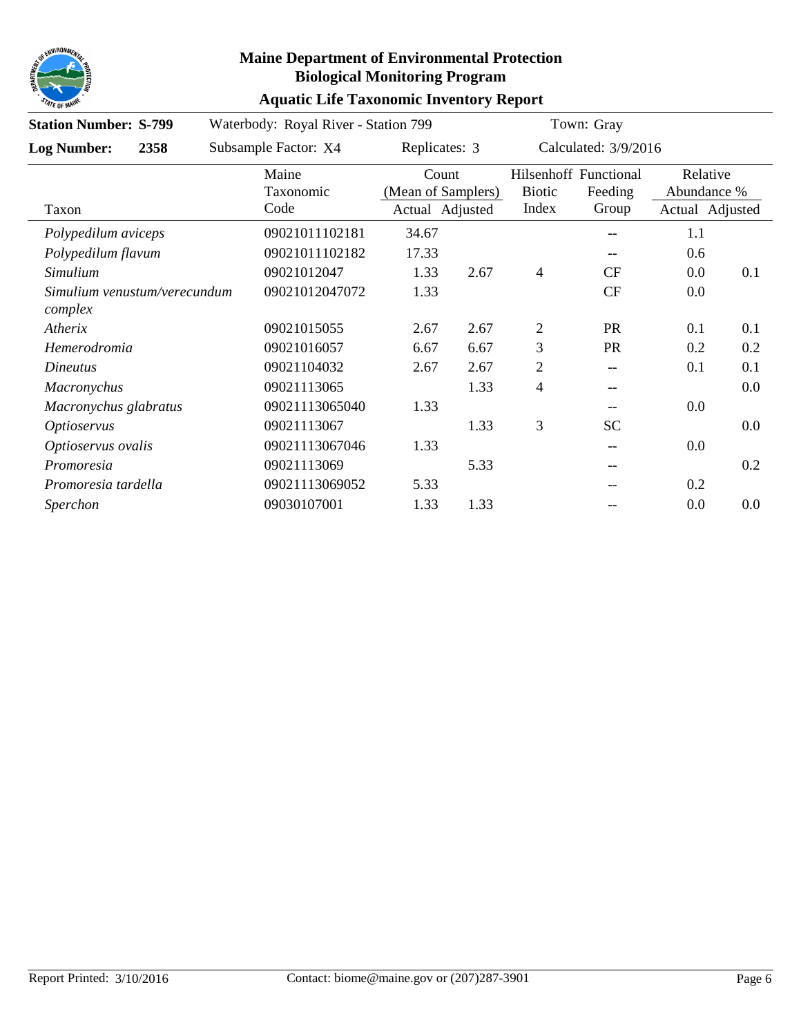## Maine Department of Environmental Protection
## Biological Monitoring Program
## Aquatic Life Taxonomic Inventory Report

**Station Number: S-799** Waterbody: Royal River - Station 799 Town: Gray

**Log Number: 2358** Subsample Factor: X4 Replicates: 3 Calculated: 3/9/2016

| Taxon | Maine Taxonomic Code | Count (Mean of Samplers) Actual | Count (Mean of Samplers) Adjusted | Hilsenhoff Biotic Index | Functional Feeding Group | Relative Abundance % Actual | Relative Abundance % Adjusted |
|---|---|---|---|---|---|---|---|
| *Polypedilum aviceps* | 09021011102181 | 34.67 | | | -- | 1.1 | |
| *Polypedilum flavum* | 09021011102182 | 17.33 | | | -- | 0.6 | |
| *Simulium* | 09021012047 | 1.33 | 2.67 | 4 | CF | 0.0 | 0.1 |
| *Simulium venustum/verecundum complex* | 09021012047072 | 1.33 | | | CF | 0.0 | |
| *Atherix* | 09021015055 | 2.67 | 2.67 | 2 | PR | 0.1 | 0.1 |
| *Hemerodromia* | 09021016057 | 6.67 | 6.67 | 3 | PR | 0.2 | 0.2 |
| *Dineutus* | 09021104032 | 2.67 | 2.67 | 2 | -- | 0.1 | 0.1 |
| *Macronychus* | 09021113065 | | 1.33 | 4 | -- | | 0.0 |
| *Macronychus glabratus* | 09021113065040 | 1.33 | | | -- | 0.0 | |
| *Optioservus* | 09021113067 | | 1.33 | 3 | SC | | 0.0 |
| *Optioservus ovalis* | 09021113067046 | 1.33 | | | -- | 0.0 | |
| *Promoresia* | 09021113069 | | 5.33 | | -- | | 0.2 |
| *Promoresia tardella* | 09021113069052 | 5.33 | | | -- | 0.2 | |
| *Sperchon* | 09030107001 | 1.33 | 1.33 | | -- | 0.0 | 0.0 |

Report Printed: 3/10/2016 Contact: biome@maine.gov or (207)287-3901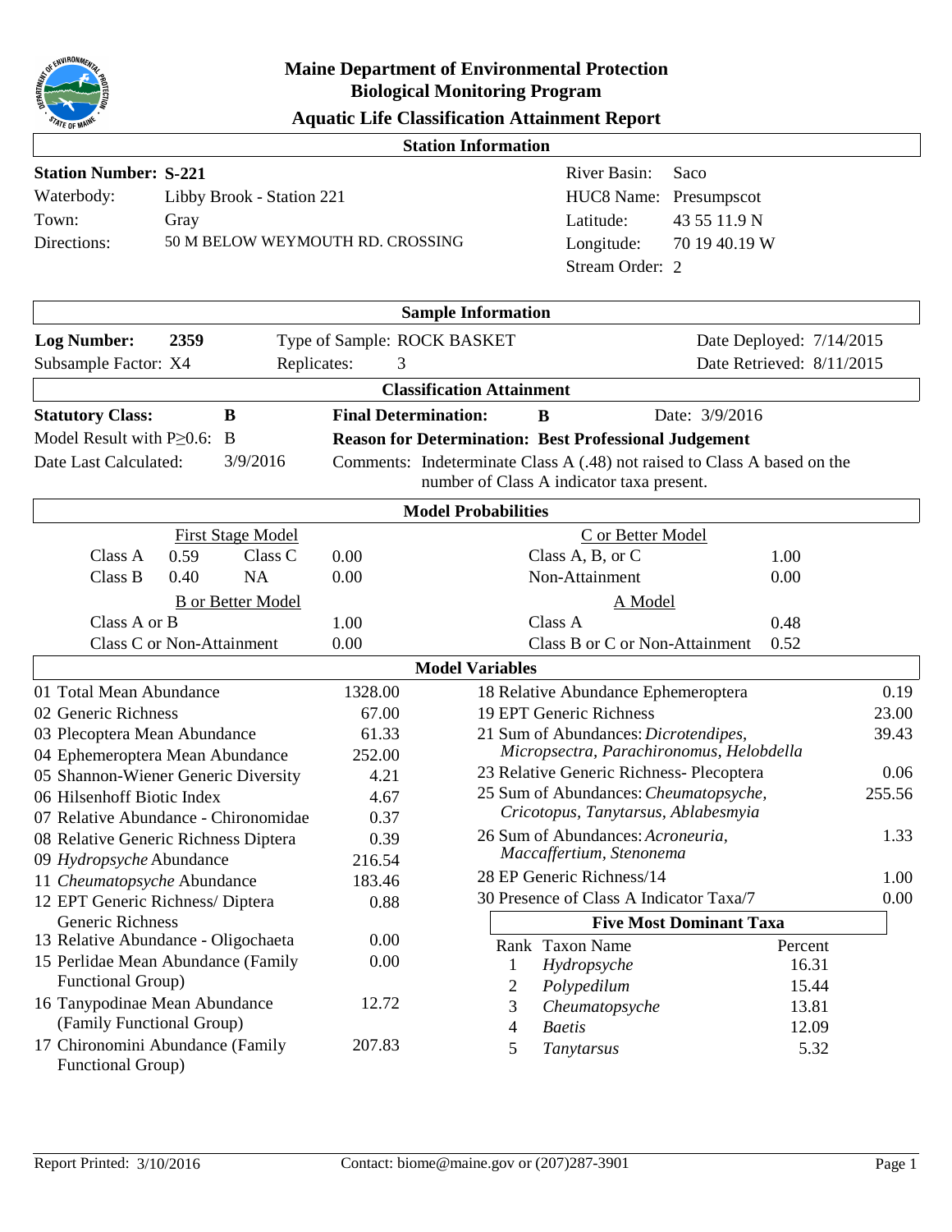# Maine Department of Environmental Protection
## Biological Monitoring Program
## Aquatic Life Classification Attainment Report

### Station Information

| | | | |
|---|---|---|---|
| **Station Number: S-221** | | River Basin: | Saco |
| Waterbody: | Libby Brook - Station 221 | HUC8 Name: | Presumpscot |
| Town: | Gray | Latitude: | 43 55 11.9 N |
| Directions: | 50 M BELOW WEYMOUTH RD. CROSSING | Longitude: | 70 19 40.19 W |
| | | Stream Order: | 2 |

### Sample Information

| | | |
|---|---|---|
| **Log Number: 2359** | Type of Sample: ROCK BASKET | Date Deployed: 7/14/2015 |
| Subsample Factor: X4 | Replicates: 3 | Date Retrieved: 8/11/2015 |

### Classification Attainment

| | | | |
|---|---|---|---|
| **Statutory Class:** | **B** | **Final Determination:** | **B** Date: 3/9/2016 |
| Model Result with P≥0.6: | B | **Reason for Determination:** | **Best Professional Judgement** |
| Date Last Calculated: | 3/9/2016 | Comments: | Indeterminate Class A (.48) not raised to Class A based on the number of Class A indicator taxa present. |

### Model Probabilities

**First Stage Model**

| | | | |
|---|---|---|---|
| Class A | 0.59 | Class C | 0.00 |
| Class B | 0.40 | NA | 0.00 |

**C or Better Model**

| | |
|---|---|
| Class A, B, or C | 1.00 |
| Non-Attainment | 0.00 |

**B or Better Model**

| | |
|---|---|
| Class A or B | 1.00 |
| Class C or Non-Attainment | 0.00 |

**A Model**

| | |
|---|---|
| Class A | 0.48 |
| Class B or C or Non-Attainment | 0.52 |

### Model Variables

| Variable | Value |
|---|---|
| 01 Total Mean Abundance | 1328.00 |
| 02 Generic Richness | 67.00 |
| 03 Plecoptera Mean Abundance | 61.33 |
| 04 Ephemeroptera Mean Abundance | 252.00 |
| 05 Shannon-Wiener Generic Diversity | 4.21 |
| 06 Hilsenhoff Biotic Index | 4.67 |
| 07 Relative Abundance - Chironomidae | 0.37 |
| 08 Relative Generic Richness Diptera | 0.39 |
| 09 *Hydropsyche* Abundance | 216.54 |
| 11 *Cheumatopsyche* Abundance | 183.46 |
| 12 EPT Generic Richness/ Diptera Generic Richness | 0.88 |
| 13 Relative Abundance - Oligochaeta | 0.00 |
| 15 Perlidae Mean Abundance (Family Functional Group) | 0.00 |
| 16 Tanypodinae Mean Abundance (Family Functional Group) | 12.72 |
| 17 Chironomini Abundance (Family Functional Group) | 207.83 |
| 18 Relative Abundance Ephemeroptera | 0.19 |
| 19 EPT Generic Richness | 23.00 |
| 21 Sum of Abundances: *Dicrotendipes, Micropsectra, Parachironomus, Helobdella* | 39.43 |
| 23 Relative Generic Richness- Plecoptera | 0.06 |
| 25 Sum of Abundances: *Cheumatopsyche, Cricotopus, Tanytarsus, Ablabesmyia* | 255.56 |
| 26 Sum of Abundances: *Acroneuria, Maccaffertium, Stenonema* | 1.33 |
| 28 EP Generic Richness/14 | 1.00 |
| 30 Presence of Class A Indicator Taxa/7 | 0.00 |

### Five Most Dominant Taxa

| Rank | Taxon Name | Percent |
|---|---|---|
| 1 | *Hydropsyche* | 16.31 |
| 2 | *Polypedilum* | 15.44 |
| 3 | *Cheumatopsyche* | 13.81 |
| 4 | *Baetis* | 12.09 |
| 5 | *Tanytarsus* | 5.32 |

Report Printed: 3/10/2016 Contact: biome@maine.gov or (207)287-3901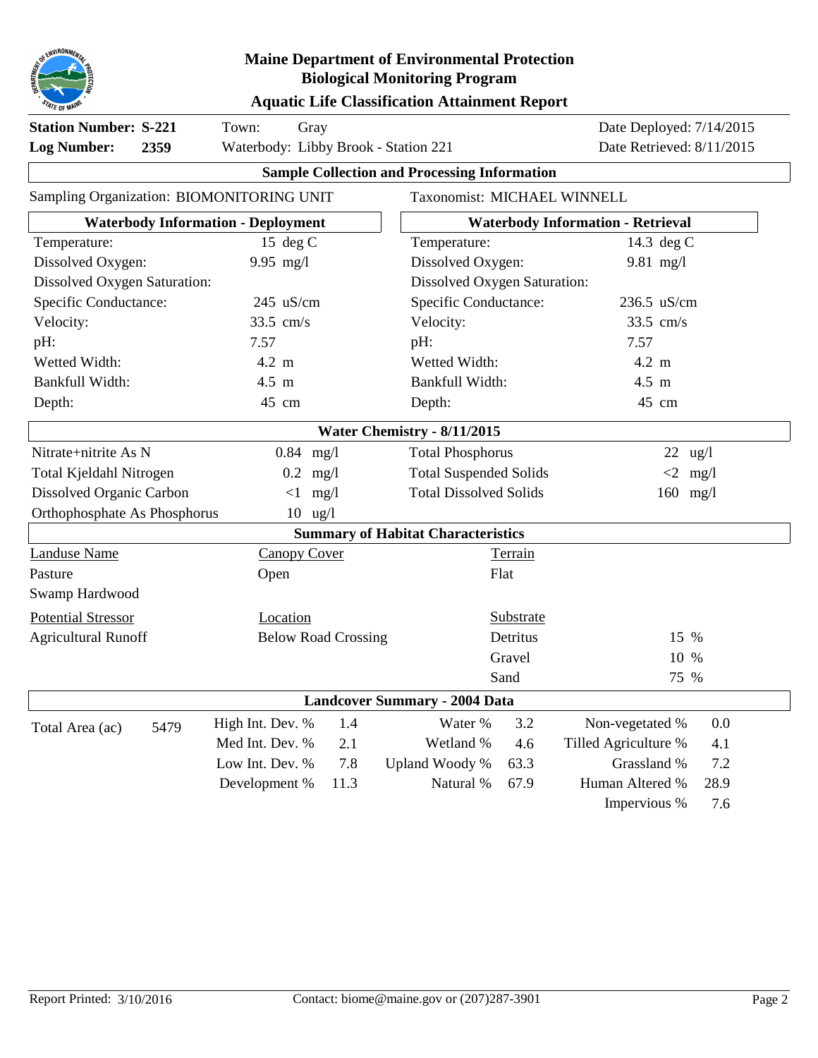# Maine Department of Environmental Protection
## Biological Monitoring Program
### Aquatic Life Classification Attainment Report

**Station Number: S-221** Town: Gray Date Deployed: 7/14/2015

**Log Number: 2359** Waterbody: Libby Brook - Station 221 Date Retrieved: 8/11/2015

### Sample Collection and Processing Information

Sampling Organization: BIOMONITORING UNIT Taxonomist: MICHAEL WINNELL

| Waterbody Information - Deployment | | Waterbody Information - Retrieval | |
|---|---|---|---|
| Temperature: | 15 deg C | Temperature: | 14.3 deg C |
| Dissolved Oxygen: | 9.95 mg/l | Dissolved Oxygen: | 9.81 mg/l |
| Dissolved Oxygen Saturation: | | Dissolved Oxygen Saturation: | |
| Specific Conductance: | 245 uS/cm | Specific Conductance: | 236.5 uS/cm |
| Velocity: | 33.5 cm/s | Velocity: | 33.5 cm/s |
| pH: | 7.57 | pH: | 7.57 |
| Wetted Width: | 4.2 m | Wetted Width: | 4.2 m |
| Bankfull Width: | 4.5 m | Bankfull Width: | 4.5 m |
| Depth: | 45 cm | Depth: | 45 cm |

### Water Chemistry - 8/11/2015

| | | | |
|---|---|---|---|
| Nitrate+nitrite As N | 0.84 mg/l | Total Phosphorus | 22 ug/l |
| Total Kjeldahl Nitrogen | 0.2 mg/l | Total Suspended Solids | <2 mg/l |
| Dissolved Organic Carbon | <1 mg/l | Total Dissolved Solids | 160 mg/l |
| Orthophosphate As Phosphorus | 10 ug/l | | |

### Summary of Habitat Characteristics

| Landuse Name | Canopy Cover | Terrain |
|---|---|---|
| Pasture | Open | Flat |
| Swamp Hardwood | | |

| Potential Stressor | Location | Substrate | |
|---|---|---|---|
| Agricultural Runoff | Below Road Crossing | Detritus | 15 % |
| | | Gravel | 10 % |
| | | Sand | 75 % |

### Landcover Summary - 2004 Data

| | | | | | | | |
|---|---|---|---|---|---|---|---|
| Total Area (ac) | 5479 | High Int. Dev. % | 1.4 | Water % | 3.2 | Non-vegetated % | 0.0 |
| | | Med Int. Dev. % | 2.1 | Wetland % | 4.6 | Tilled Agriculture % | 4.1 |
| | | Low Int. Dev. % | 7.8 | Upland Woody % | 63.3 | Grassland % | 7.2 |
| | | Development % | 11.3 | Natural % | 67.9 | Human Altered % | 28.9 |
| | | | | | | Impervious % | 7.6 |

Report Printed: 3/10/2016 Contact: biome@maine.gov or (207)287-3901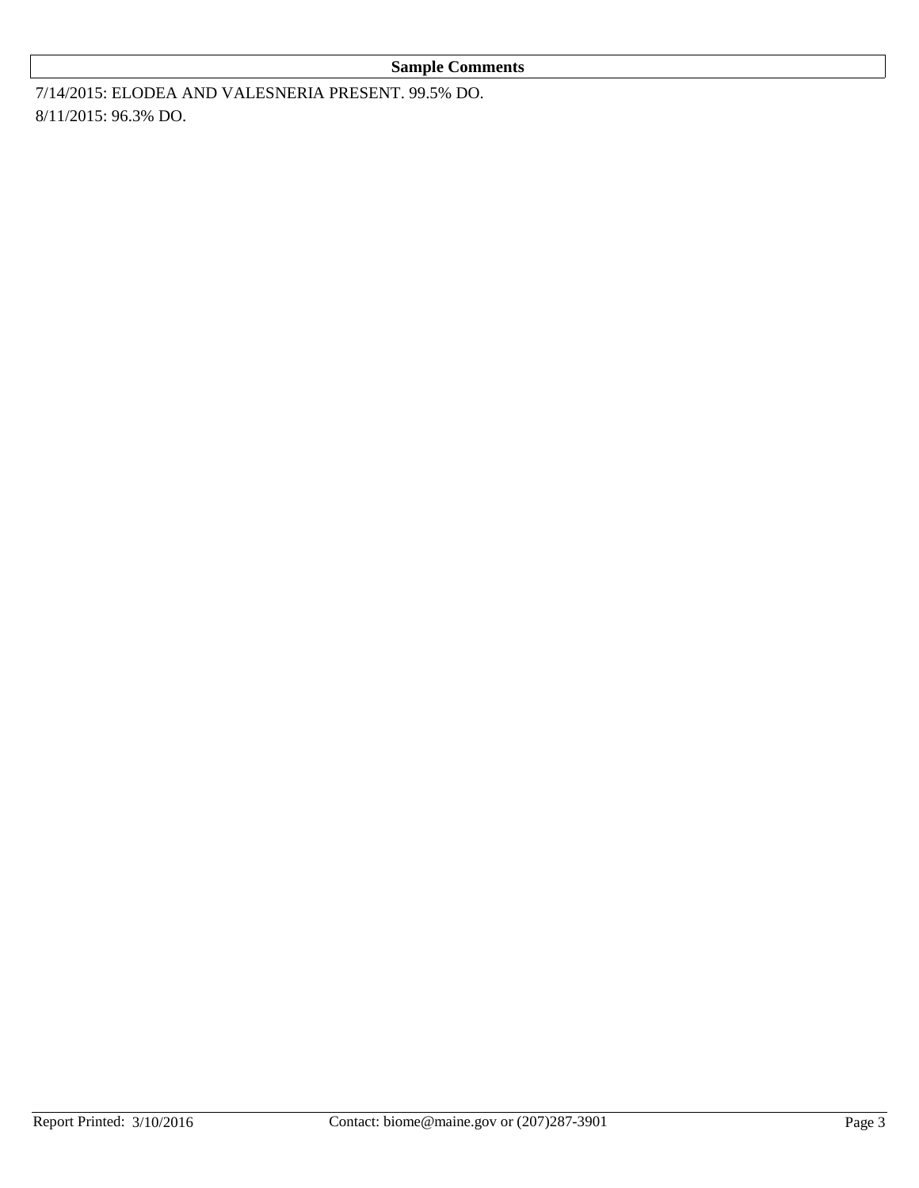**Sample Comments**

7/14/2015: ELODEA AND VALESNERIA PRESENT. 99.5% DO.
8/11/2015: 96.3% DO.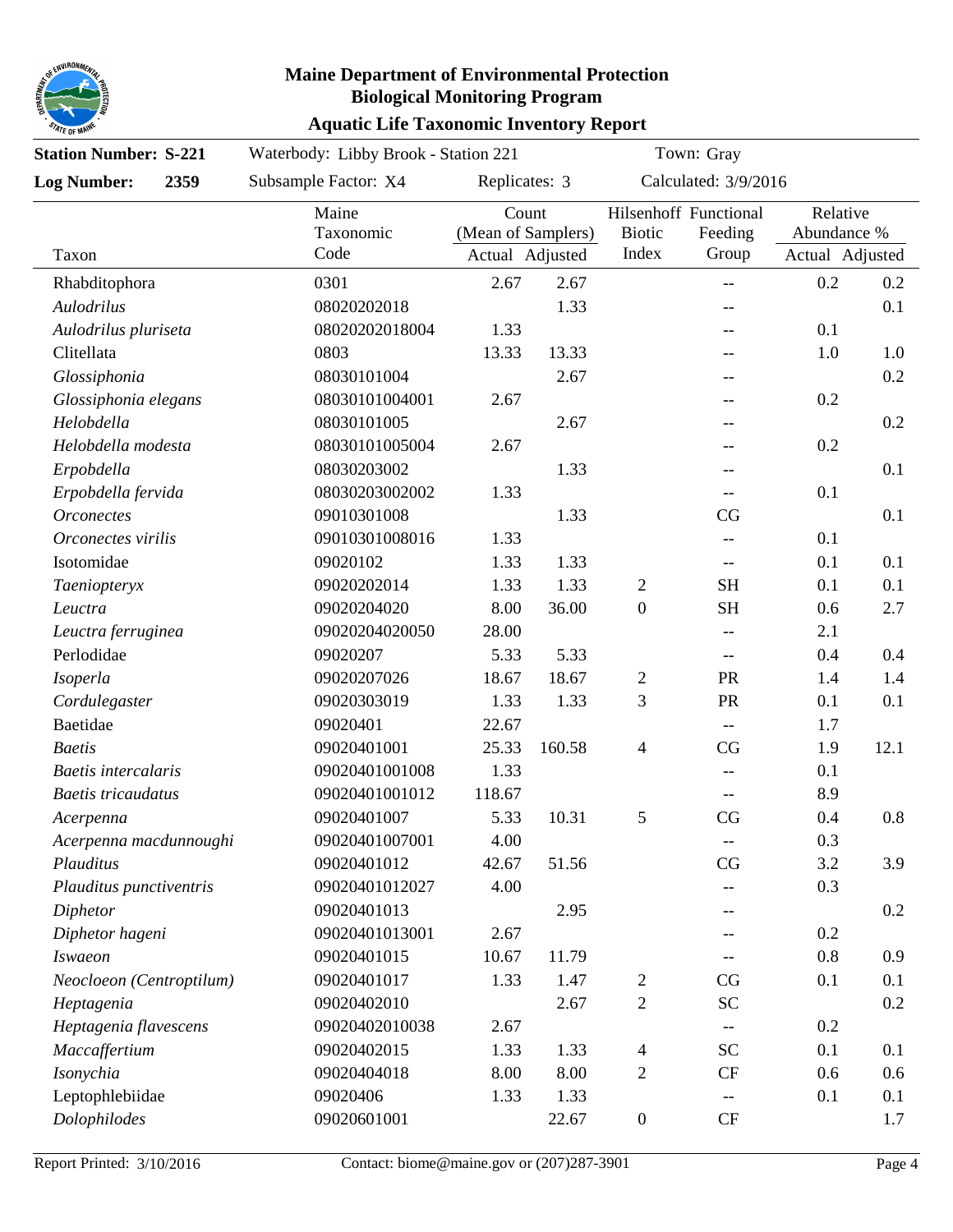## Maine Department of Environmental Protection
## Biological Monitoring Program
## Aquatic Life Taxonomic Inventory Report

**Station Number: S-221** Waterbody: Libby Brook - Station 221 Town: Gray

**Log Number: 2359** Subsample Factor: X4 Replicates: 3 Calculated: 3/9/2016

| Taxon | Maine Taxonomic Code | Count (Mean of Samplers) | | Hilsenhoff Biotic Index | Functional Feeding Group | Relative Abundance % | |
|---|---|---|---|---|---|---|---|
| | | Actual | Adjusted | | | Actual | Adjusted |
| Rhabditophora | 0301 | 2.67 | 2.67 | | -- | 0.2 | 0.2 |
| *Aulodrilus* | 08020202018 | | 1.33 | | -- | | 0.1 |
| *Aulodrilus pluriseta* | 08020202018004 | 1.33 | | | -- | 0.1 | |
| Clitellata | 0803 | 13.33 | 13.33 | | -- | 1.0 | 1.0 |
| *Glossiphonia* | 08030101004 | | 2.67 | | -- | | 0.2 |
| *Glossiphonia elegans* | 08030101004001 | 2.67 | | | -- | 0.2 | |
| *Helobdella* | 08030101005 | | 2.67 | | -- | | 0.2 |
| *Helobdella modesta* | 08030101005004 | 2.67 | | | -- | 0.2 | |
| *Erpobdella* | 08030203002 | | 1.33 | | -- | | 0.1 |
| *Erpobdella fervida* | 08030203002002 | 1.33 | | | -- | 0.1 | |
| *Orconectes* | 09010301008 | | 1.33 | | CG | | 0.1 |
| *Orconectes virilis* | 09010301008016 | 1.33 | | | -- | 0.1 | |
| Isotomidae | 09020102 | 1.33 | 1.33 | | -- | 0.1 | 0.1 |
| *Taeniopteryx* | 09020202014 | 1.33 | 1.33 | 2 | SH | 0.1 | 0.1 |
| *Leuctra* | 09020204020 | 8.00 | 36.00 | 0 | SH | 0.6 | 2.7 |
| *Leuctra ferruginea* | 09020204020050 | 28.00 | | | -- | 2.1 | |
| Perlodidae | 09020207 | 5.33 | 5.33 | | -- | 0.4 | 0.4 |
| *Isoperla* | 09020207026 | 18.67 | 18.67 | 2 | PR | 1.4 | 1.4 |
| *Cordulegaster* | 09020303019 | 1.33 | 1.33 | 3 | PR | 0.1 | 0.1 |
| Baetidae | 09020401 | 22.67 | | | -- | 1.7 | |
| *Baetis* | 09020401001 | 25.33 | 160.58 | 4 | CG | 1.9 | 12.1 |
| *Baetis intercalaris* | 09020401001008 | 1.33 | | | -- | 0.1 | |
| *Baetis tricaudatus* | 09020401001012 | 118.67 | | | -- | 8.9 | |
| *Acerpenna* | 09020401007 | 5.33 | 10.31 | 5 | CG | 0.4 | 0.8 |
| *Acerpenna macdunnoughi* | 09020401007001 | 4.00 | | | -- | 0.3 | |
| *Plauditus* | 09020401012 | 42.67 | 51.56 | | CG | 3.2 | 3.9 |
| *Plauditus punctiventris* | 09020401012027 | 4.00 | | | -- | 0.3 | |
| *Diphetor* | 09020401013 | | 2.95 | | -- | | 0.2 |
| *Diphetor hageni* | 09020401013001 | 2.67 | | | -- | 0.2 | |
| *Iswaeon* | 09020401015 | 10.67 | 11.79 | | -- | 0.8 | 0.9 |
| *Neocloeon (Centroptilum)* | 09020401017 | 1.33 | 1.47 | 2 | CG | 0.1 | 0.1 |
| *Heptagenia* | 09020402010 | | 2.67 | 2 | SC | | 0.2 |
| *Heptagenia flavescens* | 09020402010038 | 2.67 | | | -- | 0.2 | |
| *Maccaffertium* | 09020402015 | 1.33 | 1.33 | 4 | SC | 0.1 | 0.1 |
| *Isonychia* | 09020404018 | 8.00 | 8.00 | 2 | CF | 0.6 | 0.6 |
| Leptophlebiidae | 09020406 | 1.33 | 1.33 | | -- | 0.1 | 0.1 |
| *Dolophilodes* | 09020601001 | | 22.67 | 0 | CF | | 1.7 |

Report Printed: 3/10/2016 Contact: biome@maine.gov or (207)287-3901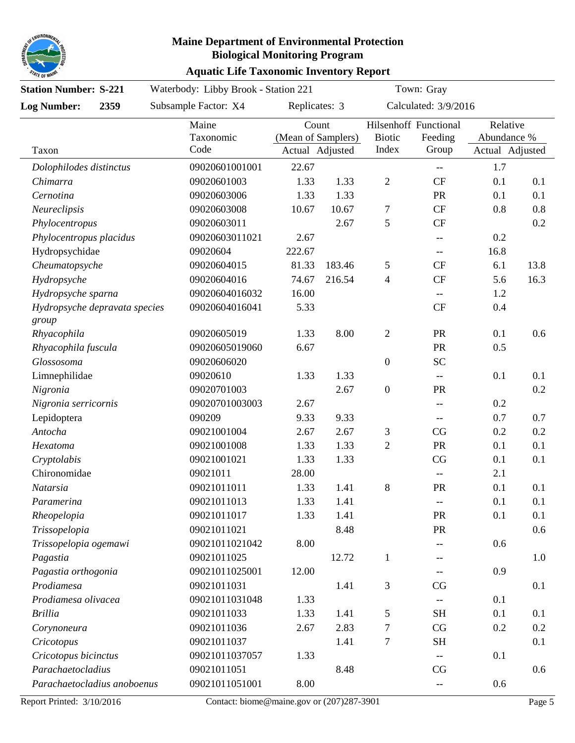# Maine Department of Environmental Protection
## Biological Monitoring Program
### Aquatic Life Taxonomic Inventory Report

**Station Number: S-221** | Waterbody: Libby Brook - Station 221 | Town: Gray

**Log Number: 2359** | Subsample Factor: X4 | Replicates: 3 | Calculated: 3/9/2016

| Taxon | Maine Taxonomic Code | Count (Mean of Samplers) Actual | Count (Mean of Samplers) Adjusted | Hilsenhoff Biotic Index | Functional Feeding Group | Relative Abundance % Actual | Relative Abundance % Adjusted |
|---|---|---|---|---|---|---|---|
| *Dolophilodes distinctus* | 09020601001001 | 22.67 | | | -- | 1.7 | |
| *Chimarra* | 09020601003 | 1.33 | 1.33 | 2 | CF | 0.1 | 0.1 |
| *Cernotina* | 09020603006 | 1.33 | 1.33 | | PR | 0.1 | 0.1 |
| *Neureclipsis* | 09020603008 | 10.67 | 10.67 | 7 | CF | 0.8 | 0.8 |
| *Phylocentropus* | 09020603011 | | 2.67 | 5 | CF | | 0.2 |
| *Phylocentropus placidus* | 09020603011021 | 2.67 | | | -- | 0.2 | |
| Hydropsychidae | 09020604 | 222.67 | | | -- | 16.8 | |
| *Cheumatopsyche* | 09020604015 | 81.33 | 183.46 | 5 | CF | 6.1 | 13.8 |
| *Hydropsyche* | 09020604016 | 74.67 | 216.54 | 4 | CF | 5.6 | 16.3 |
| *Hydropsyche sparna* | 09020604016032 | 16.00 | | | -- | 1.2 | |
| *Hydropsyche depravata species group* | 09020604016041 | 5.33 | | | CF | 0.4 | |
| *Rhyacophila* | 09020605019 | 1.33 | 8.00 | 2 | PR | 0.1 | 0.6 |
| *Rhyacophila fuscula* | 09020605019060 | 6.67 | | | PR | 0.5 | |
| *Glossosoma* | 09020606020 | | | 0 | SC | | |
| Limnephilidae | 09020610 | 1.33 | 1.33 | | -- | 0.1 | 0.1 |
| *Nigronia* | 09020701003 | | 2.67 | 0 | PR | | 0.2 |
| *Nigronia serricornis* | 09020701003003 | 2.67 | | | -- | 0.2 | |
| Lepidoptera | 090209 | 9.33 | 9.33 | | -- | 0.7 | 0.7 |
| *Antocha* | 09021001004 | 2.67 | 2.67 | 3 | CG | 0.2 | 0.2 |
| *Hexatoma* | 09021001008 | 1.33 | 1.33 | 2 | PR | 0.1 | 0.1 |
| *Cryptolabis* | 09021001021 | 1.33 | 1.33 | | CG | 0.1 | 0.1 |
| Chironomidae | 09021011 | 28.00 | | | -- | 2.1 | |
| *Natarsia* | 09021011011 | 1.33 | 1.41 | 8 | PR | 0.1 | 0.1 |
| *Paramerina* | 09021011013 | 1.33 | 1.41 | | -- | 0.1 | 0.1 |
| *Rheopelopia* | 09021011017 | 1.33 | 1.41 | | PR | 0.1 | 0.1 |
| *Trissopelopia* | 09021011021 | | 8.48 | | PR | | 0.6 |
| *Trissopelopia ogemawi* | 09021011021042 | 8.00 | | | -- | 0.6 | |
| *Pagastia* | 09021011025 | | 12.72 | 1 | -- | | 1.0 |
| *Pagastia orthogonia* | 09021011025001 | 12.00 | | | -- | 0.9 | |
| *Prodiamesa* | 09021011031 | | 1.41 | 3 | CG | | 0.1 |
| *Prodiamesa olivacea* | 09021011031048 | 1.33 | | | -- | 0.1 | |
| *Brillia* | 09021011033 | 1.33 | 1.41 | 5 | SH | 0.1 | 0.1 |
| *Corynoneura* | 09021011036 | 2.67 | 2.83 | 7 | CG | 0.2 | 0.2 |
| *Cricotopus* | 09021011037 | | 1.41 | 7 | SH | | 0.1 |
| *Cricotopus bicinctus* | 09021011037057 | 1.33 | | | -- | 0.1 | |
| *Parachaetocladius* | 09021011051 | | 8.48 | | CG | | 0.6 |
| *Parachaetocladius anoboenus* | 09021011051001 | 8.00 | | | -- | 0.6 | |

Report Printed: 3/10/2016 | Contact: biome@maine.gov or (207)287-3901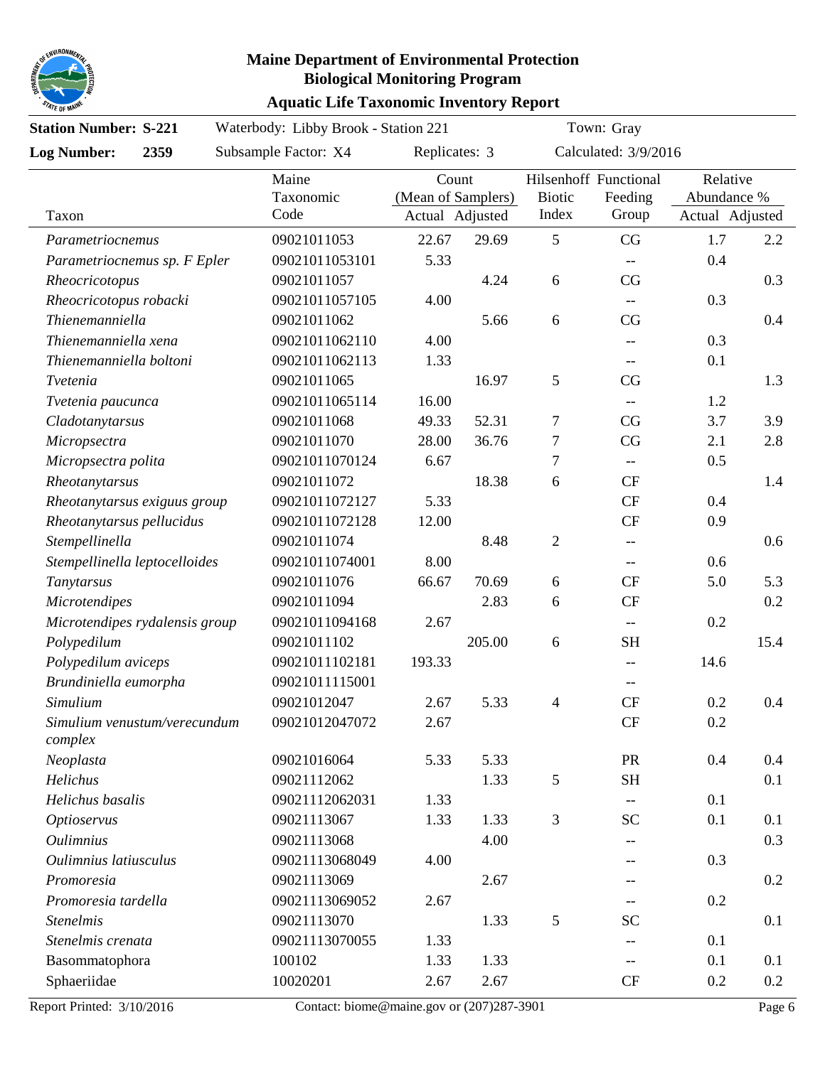# Maine Department of Environmental Protection
## Biological Monitoring Program
### Aquatic Life Taxonomic Inventory Report

**Station Number: S-221** | Waterbody: Libby Brook - Station 221 | Town: Gray

**Log Number: 2359** | Subsample Factor: X4 | Replicates: 3 | Calculated: 3/9/2016

| Taxon | Maine Taxonomic Code | Count (Mean of Samplers) Actual | Count (Mean of Samplers) Adjusted | Hilsenhoff Biotic Index | Functional Feeding Group | Relative Abundance % Actual | Relative Abundance % Adjusted |
|---|---|---|---|---|---|---|---|
| *Parametriocnemus* | 09021011053 | 22.67 | 29.69 | 5 | CG | 1.7 | 2.2 |
| *Parametriocnemus sp. F Epler* | 09021011053101 | 5.33 | | | -- | 0.4 | |
| *Rheocricotopus* | 09021011057 | | 4.24 | 6 | CG | | 0.3 |
| *Rheocricotopus robacki* | 09021011057105 | 4.00 | | | -- | 0.3 | |
| *Thienemanniella* | 09021011062 | | 5.66 | 6 | CG | | 0.4 |
| *Thienemanniella xena* | 09021011062110 | 4.00 | | | -- | 0.3 | |
| *Thienemanniella boltoni* | 09021011062113 | 1.33 | | | -- | 0.1 | |
| *Tvetenia* | 09021011065 | | 16.97 | 5 | CG | | 1.3 |
| *Tvetenia paucunca* | 09021011065114 | 16.00 | | | -- | 1.2 | |
| *Cladotanytarsus* | 09021011068 | 49.33 | 52.31 | 7 | CG | 3.7 | 3.9 |
| *Micropsectra* | 09021011070 | 28.00 | 36.76 | 7 | CG | 2.1 | 2.8 |
| *Micropsectra polita* | 09021011070124 | 6.67 | | 7 | -- | 0.5 | |
| *Rheotanytarsus* | 09021011072 | | 18.38 | 6 | CF | | 1.4 |
| *Rheotanytarsus exiguus group* | 09021011072127 | 5.33 | | | CF | 0.4 | |
| *Rheotanytarsus pellucidus* | 09021011072128 | 12.00 | | | CF | 0.9 | |
| *Stempellinella* | 09021011074 | | 8.48 | 2 | -- | | 0.6 |
| *Stempellinella leptocelloides* | 09021011074001 | 8.00 | | | -- | 0.6 | |
| *Tanytarsus* | 09021011076 | 66.67 | 70.69 | 6 | CF | 5.0 | 5.3 |
| *Microtendipes* | 09021011094 | | 2.83 | 6 | CF | | 0.2 |
| *Microtendipes rydalensis group* | 09021011094168 | 2.67 | | | -- | 0.2 | |
| *Polypedilum* | 09021011102 | | 205.00 | 6 | SH | | 15.4 |
| *Polypedilum aviceps* | 09021011102181 | 193.33 | | | -- | 14.6 | |
| *Brundiniella eumorpha* | 09021011115001 | | | | -- | | |
| *Simulium* | 09021012047 | 2.67 | 5.33 | 4 | CF | 0.2 | 0.4 |
| *Simulium venustum/verecundum complex* | 09021012047072 | 2.67 | | | CF | 0.2 | |
| *Neoplasta* | 09021016064 | 5.33 | 5.33 | | PR | 0.4 | 0.4 |
| *Helichus* | 09021112062 | | 1.33 | 5 | SH | | 0.1 |
| *Helichus basalis* | 09021112062031 | 1.33 | | | -- | 0.1 | |
| *Optioservus* | 09021113067 | 1.33 | 1.33 | 3 | SC | 0.1 | 0.1 |
| *Oulimnius* | 09021113068 | | 4.00 | | -- | | 0.3 |
| *Oulimnius latiusculus* | 09021113068049 | 4.00 | | | -- | 0.3 | |
| *Promoresia* | 09021113069 | | 2.67 | | -- | | 0.2 |
| *Promoresia tardella* | 09021113069052 | 2.67 | | | -- | 0.2 | |
| *Stenelmis* | 09021113070 | | 1.33 | 5 | SC | | 0.1 |
| *Stenelmis crenata* | 09021113070055 | 1.33 | | | -- | 0.1 | |
| Basommatophora | 100102 | 1.33 | 1.33 | | -- | 0.1 | 0.1 |
| Sphaeriidae | 10020201 | 2.67 | 2.67 | | CF | 0.2 | 0.2 |

Report Printed: 3/10/2016 | Contact: biome@maine.gov or (207)287-3901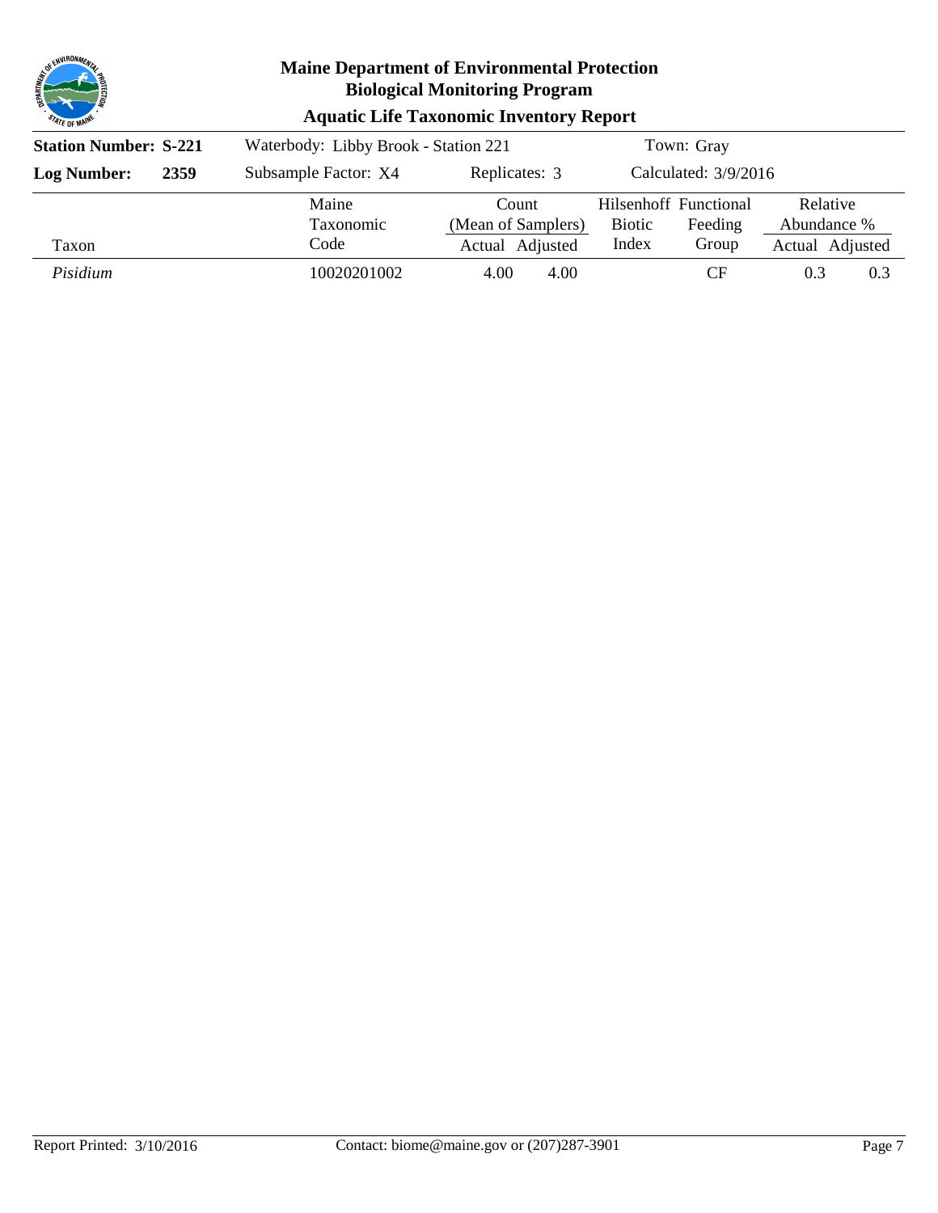**Maine Department of Environmental Protection**
**Biological Monitoring Program**
**Aquatic Life Taxonomic Inventory Report**

**Station Number: S-221** | Waterbody: Libby Brook - Station 221 | Town: Gray

**Log Number: 2359** | Subsample Factor: X4 | Replicates: 3 | Calculated: 3/9/2016

| Taxon | Maine Taxonomic Code | Count (Mean of Samplers) Actual | Adjusted | Hilsenhoff Biotic Index | Functional Feeding Group | Relative Abundance % Actual | Adjusted |
|---|---|---|---|---|---|---|---|
| *Pisidium* | 10020201002 | 4.00 | 4.00 | | CF | 0.3 | 0.3 |

Report Printed: 3/10/2016    Contact: biome@maine.gov or (207)287-3901